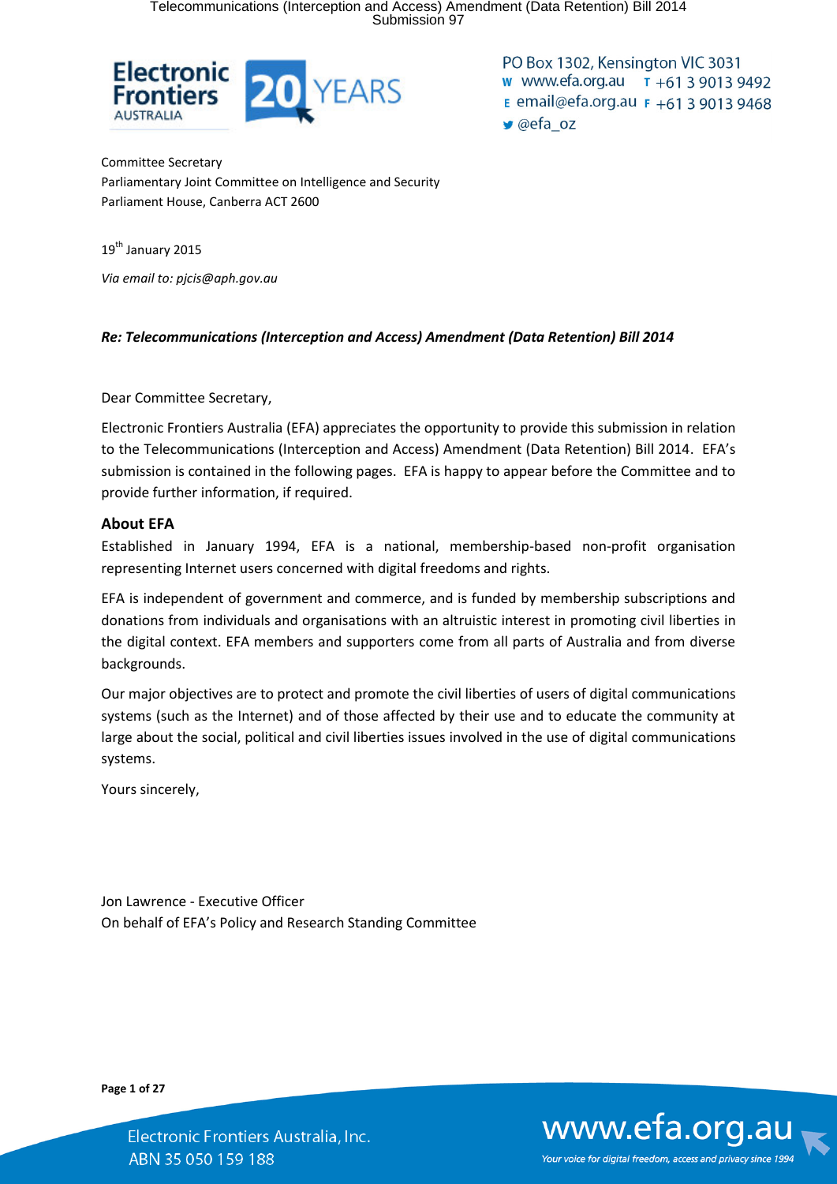PO Box 1302, Kensington VIC 3031
W www.efa.org.au T +61 3 9013 9492
E email@efa.org.au F +61 3 9013 9468
@efa_oz

Committee Secretary
Parliamentary Joint Committee on Intelligence and Security
Parliament House, Canberra ACT 2600

19th January 2015

*Via email to: pjcis@aph.gov.au*

***Re: Telecommunications (Interception and Access) Amendment (Data Retention) Bill 2014***

Dear Committee Secretary,

Electronic Frontiers Australia (EFA) appreciates the opportunity to provide this submission in relation to the Telecommunications (Interception and Access) Amendment (Data Retention) Bill 2014. EFA's submission is contained in the following pages. EFA is happy to appear before the Committee and to provide further information, if required.

## About EFA

Established in January 1994, EFA is a national, membership-based non-profit organisation representing Internet users concerned with digital freedoms and rights.

EFA is independent of government and commerce, and is funded by membership subscriptions and donations from individuals and organisations with an altruistic interest in promoting civil liberties in the digital context. EFA members and supporters come from all parts of Australia and from diverse backgrounds.

Our major objectives are to protect and promote the civil liberties of users of digital communications systems (such as the Internet) and of those affected by their use and to educate the community at large about the social, political and civil liberties issues involved in the use of digital communications systems.

Yours sincerely,

Jon Lawrence - Executive Officer
On behalf of EFA's Policy and Research Standing Committee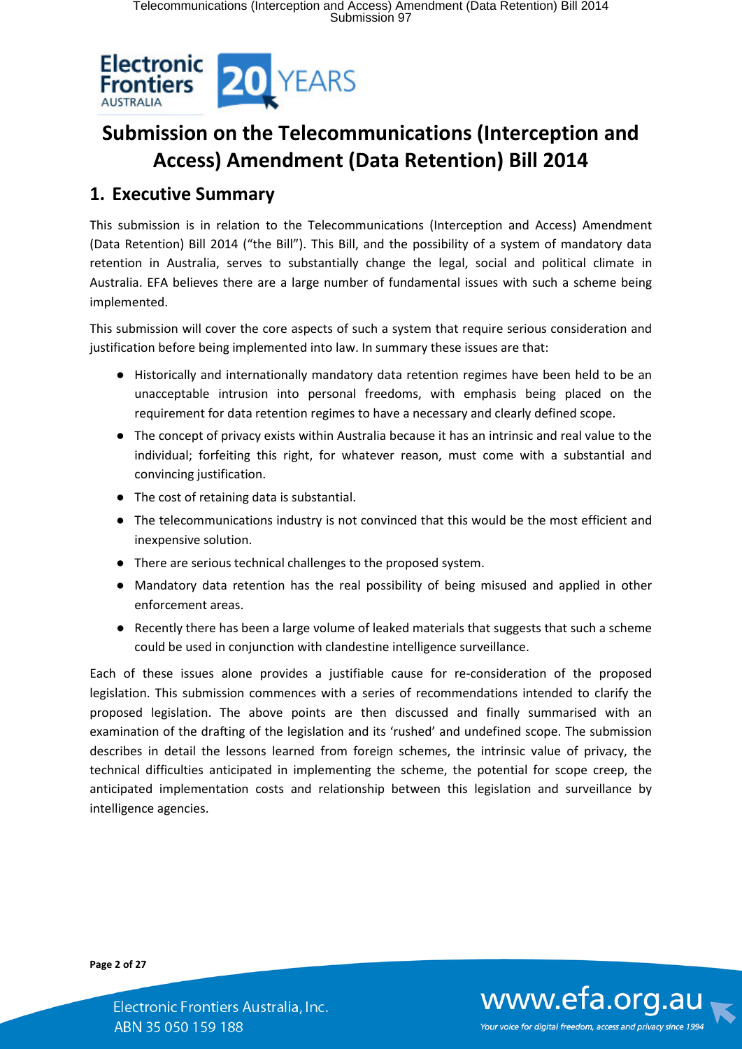# Submission on the Telecommunications (Interception and Access) Amendment (Data Retention) Bill 2014

## 1. Executive Summary

This submission is in relation to the Telecommunications (Interception and Access) Amendment (Data Retention) Bill 2014 ("the Bill"). This Bill, and the possibility of a system of mandatory data retention in Australia, serves to substantially change the legal, social and political climate in Australia. EFA believes there are a large number of fundamental issues with such a scheme being implemented.

This submission will cover the core aspects of such a system that require serious consideration and justification before being implemented into law. In summary these issues are that:

- Historically and internationally mandatory data retention regimes have been held to be an unacceptable intrusion into personal freedoms, with emphasis being placed on the requirement for data retention regimes to have a necessary and clearly defined scope.
- The concept of privacy exists within Australia because it has an intrinsic and real value to the individual; forfeiting this right, for whatever reason, must come with a substantial and convincing justification.
- The cost of retaining data is substantial.
- The telecommunications industry is not convinced that this would be the most efficient and inexpensive solution.
- There are serious technical challenges to the proposed system.
- Mandatory data retention has the real possibility of being misused and applied in other enforcement areas.
- Recently there has been a large volume of leaked materials that suggests that such a scheme could be used in conjunction with clandestine intelligence surveillance.

Each of these issues alone provides a justifiable cause for re-consideration of the proposed legislation. This submission commences with a series of recommendations intended to clarify the proposed legislation. The above points are then discussed and finally summarised with an examination of the drafting of the legislation and its 'rushed' and undefined scope. The submission describes in detail the lessons learned from foreign schemes, the intrinsic value of privacy, the technical difficulties anticipated in implementing the scheme, the potential for scope creep, the anticipated implementation costs and relationship between this legislation and surveillance by intelligence agencies.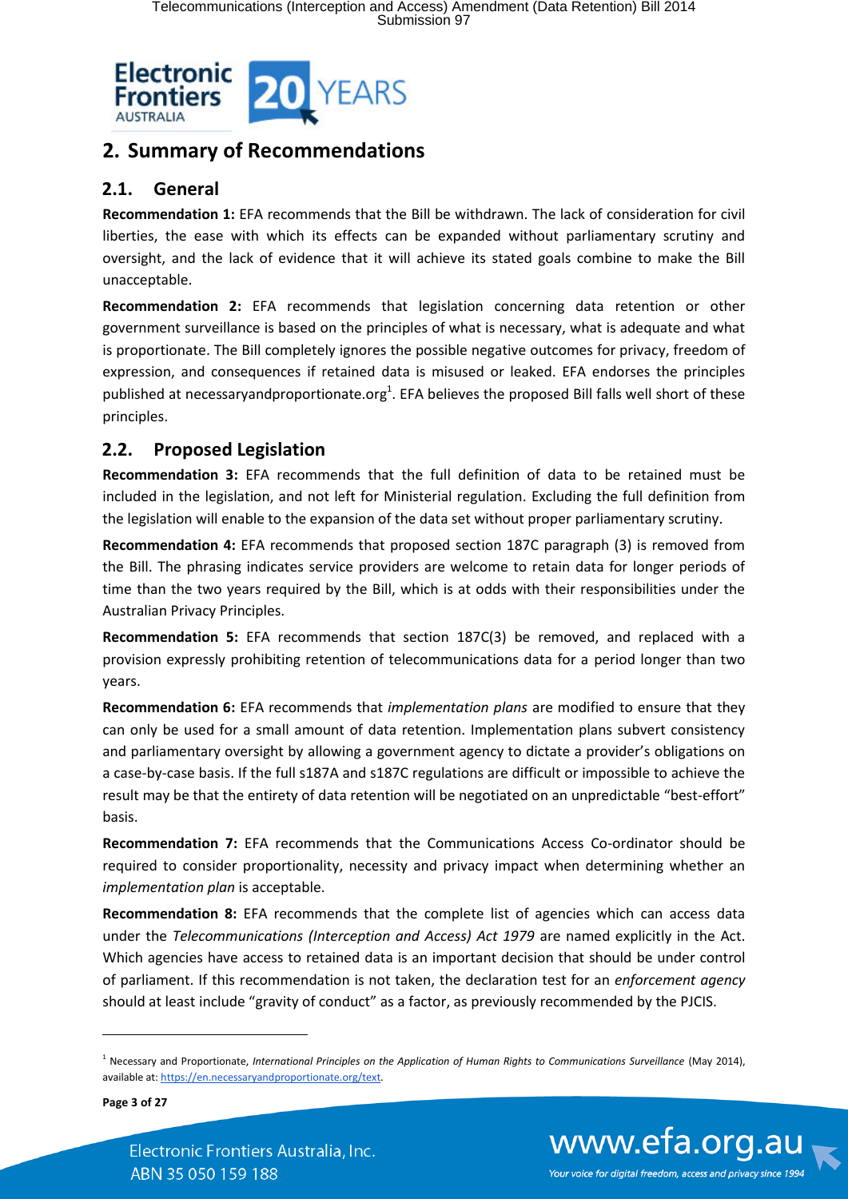## 2. Summary of Recommendations

### 2.1. General

**Recommendation 1:** EFA recommends that the Bill be withdrawn. The lack of consideration for civil liberties, the ease with which its effects can be expanded without parliamentary scrutiny and oversight, and the lack of evidence that it will achieve its stated goals combine to make the Bill unacceptable.

**Recommendation 2:** EFA recommends that legislation concerning data retention or other government surveillance is based on the principles of what is necessary, what is adequate and what is proportionate. The Bill completely ignores the possible negative outcomes for privacy, freedom of expression, and consequences if retained data is misused or leaked. EFA endorses the principles published at necessaryandproportionate.org[1]. EFA believes the proposed Bill falls well short of these principles.

### 2.2. Proposed Legislation

**Recommendation 3:** EFA recommends that the full definition of data to be retained must be included in the legislation, and not left for Ministerial regulation. Excluding the full definition from the legislation will enable to the expansion of the data set without proper parliamentary scrutiny.

**Recommendation 4:** EFA recommends that proposed section 187C paragraph (3) is removed from the Bill. The phrasing indicates service providers are welcome to retain data for longer periods of time than the two years required by the Bill, which is at odds with their responsibilities under the Australian Privacy Principles.

**Recommendation 5:** EFA recommends that section 187C(3) be removed, and replaced with a provision expressly prohibiting retention of telecommunications data for a period longer than two years.

**Recommendation 6:** EFA recommends that *implementation plans* are modified to ensure that they can only be used for a small amount of data retention. Implementation plans subvert consistency and parliamentary oversight by allowing a government agency to dictate a provider's obligations on a case-by-case basis. If the full s187A and s187C regulations are difficult or impossible to achieve the result may be that the entirety of data retention will be negotiated on an unpredictable "best-effort" basis.

**Recommendation 7:** EFA recommends that the Communications Access Co-ordinator should be required to consider proportionality, necessity and privacy impact when determining whether an *implementation plan* is acceptable.

**Recommendation 8:** EFA recommends that the complete list of agencies which can access data under the *Telecommunications (Interception and Access) Act 1979* are named explicitly in the Act. Which agencies have access to retained data is an important decision that should be under control of parliament. If this recommendation is not taken, the declaration test for an *enforcement agency* should at least include "gravity of conduct" as a factor, as previously recommended by the PJCIS.

---

[1] Necessary and Proportionate, *International Principles on the Application of Human Rights to Communications Surveillance* (May 2014), available at: https://en.necessaryandproportionate.org/text.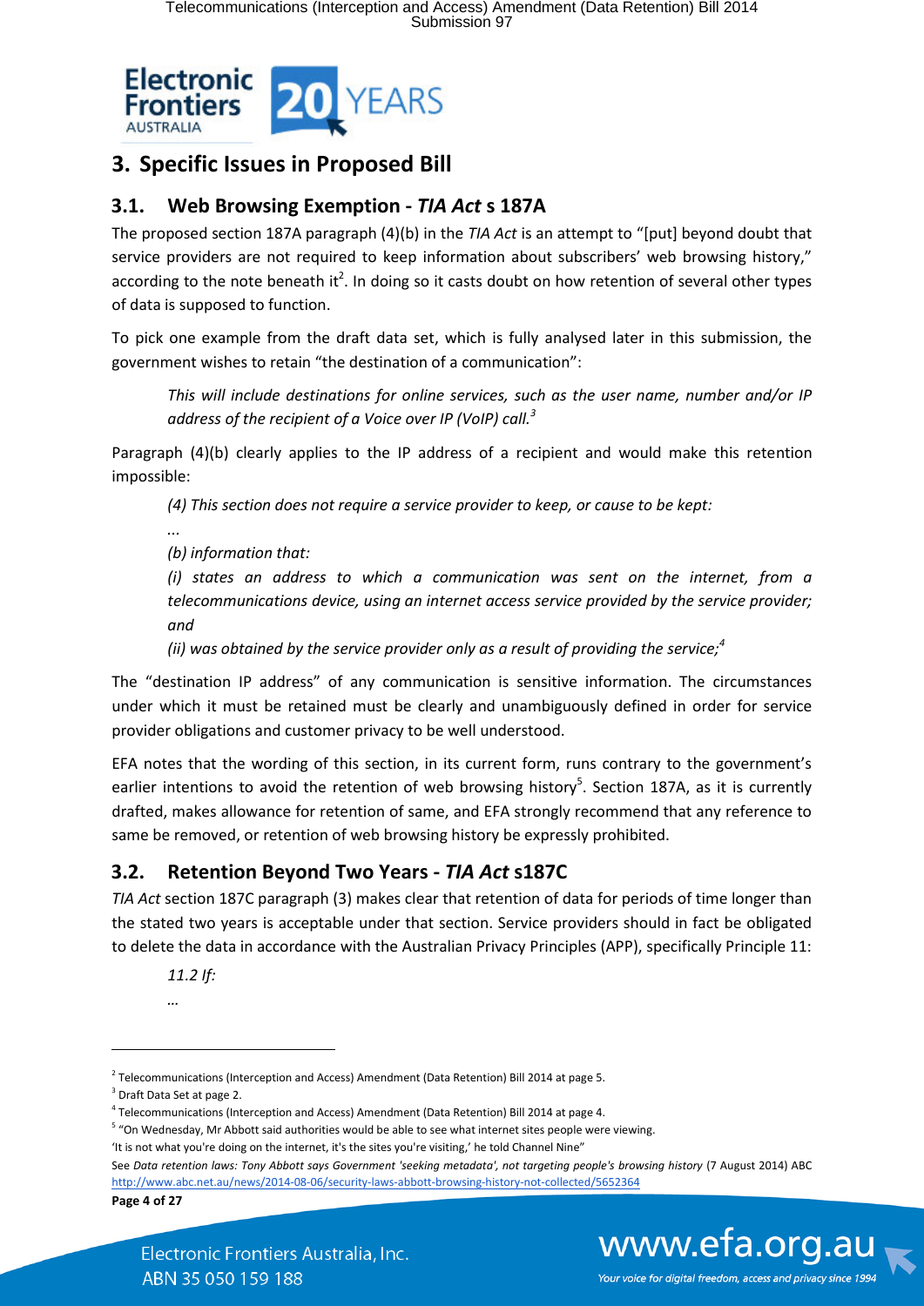## 3. Specific Issues in Proposed Bill

### 3.1. Web Browsing Exemption - *TIA Act* s 187A

The proposed section 187A paragraph (4)(b) in the *TIA Act* is an attempt to "[put] beyond doubt that service providers are not required to keep information about subscribers' web browsing history," according to the note beneath it[2]. In doing so it casts doubt on how retention of several other types of data is supposed to function.

To pick one example from the draft data set, which is fully analysed later in this submission, the government wishes to retain "the destination of a communication":

> *This will include destinations for online services, such as the user name, number and/or IP address of the recipient of a Voice over IP (VoIP) call.*[3]

Paragraph (4)(b) clearly applies to the IP address of a recipient and would make this retention impossible:

> *(4) This section does not require a service provider to keep, or cause to be kept:*
>
> ...
>
> *(b) information that:*
>
> *(i) states an address to which a communication was sent on the internet, from a telecommunications device, using an internet access service provided by the service provider; and*
>
> *(ii) was obtained by the service provider only as a result of providing the service;*[4]

The "destination IP address" of any communication is sensitive information. The circumstances under which it must be retained must be clearly and unambiguously defined in order for service provider obligations and customer privacy to be well understood.

EFA notes that the wording of this section, in its current form, runs contrary to the government's earlier intentions to avoid the retention of web browsing history[5]. Section 187A, as it is currently drafted, makes allowance for retention of same, and EFA strongly recommend that any reference to same be removed, or retention of web browsing history be expressly prohibited.

### 3.2. Retention Beyond Two Years - *TIA Act* s187C

*TIA Act* section 187C paragraph (3) makes clear that retention of data for periods of time longer than the stated two years is acceptable under that section. Service providers should in fact be obligated to delete the data in accordance with the Australian Privacy Principles (APP), specifically Principle 11:

> *11.2 If:*
>
> …

---

[2] Telecommunications (Interception and Access) Amendment (Data Retention) Bill 2014 at page 5.

[3] Draft Data Set at page 2.

[4] Telecommunications (Interception and Access) Amendment (Data Retention) Bill 2014 at page 4.

[5] "On Wednesday, Mr Abbott said authorities would be able to see what internet sites people were viewing.
'It is not what you're doing on the internet, it's the sites you're visiting,' he told Channel Nine"
See *Data retention laws: Tony Abbott says Government 'seeking metadata', not targeting people's browsing history* (7 August 2014) ABC http://www.abc.net.au/news/2014-08-06/security-laws-abbott-browsing-history-not-collected/5652364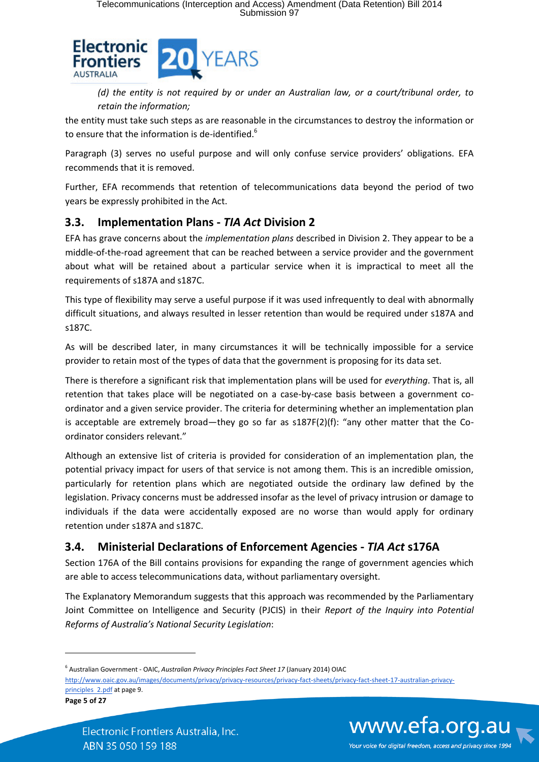*(d) the entity is not required by or under an Australian law, or a court/tribunal order, to retain the information;*

the entity must take such steps as are reasonable in the circumstances to destroy the information or to ensure that the information is de-identified.[6]

Paragraph (3) serves no useful purpose and will only confuse service providers' obligations. EFA recommends that it is removed.

Further, EFA recommends that retention of telecommunications data beyond the period of two years be expressly prohibited in the Act.

## 3.3. Implementation Plans - *TIA Act* Division 2

EFA has grave concerns about the *implementation plans* described in Division 2. They appear to be a middle-of-the-road agreement that can be reached between a service provider and the government about what will be retained about a particular service when it is impractical to meet all the requirements of s187A and s187C.

This type of flexibility may serve a useful purpose if it was used infrequently to deal with abnormally difficult situations, and always resulted in lesser retention than would be required under s187A and s187C.

As will be described later, in many circumstances it will be technically impossible for a service provider to retain most of the types of data that the government is proposing for its data set.

There is therefore a significant risk that implementation plans will be used for *everything*. That is, all retention that takes place will be negotiated on a case-by-case basis between a government co-ordinator and a given service provider. The criteria for determining whether an implementation plan is acceptable are extremely broad—they go so far as s187F(2)(f): "any other matter that the Co-ordinator considers relevant."

Although an extensive list of criteria is provided for consideration of an implementation plan, the potential privacy impact for users of that service is not among them. This is an incredible omission, particularly for retention plans which are negotiated outside the ordinary law defined by the legislation. Privacy concerns must be addressed insofar as the level of privacy intrusion or damage to individuals if the data were accidentally exposed are no worse than would apply for ordinary retention under s187A and s187C.

## 3.4. Ministerial Declarations of Enforcement Agencies - *TIA Act* s176A

Section 176A of the Bill contains provisions for expanding the range of government agencies which are able to access telecommunications data, without parliamentary oversight.

The Explanatory Memorandum suggests that this approach was recommended by the Parliamentary Joint Committee on Intelligence and Security (PJCIS) in their *Report of the Inquiry into Potential Reforms of Australia's National Security Legislation*:

---

[6] Australian Government - OAIC, *Australian Privacy Principles Fact Sheet 17* (January 2014) OAIC http://www.oaic.gov.au/images/documents/privacy/privacy-resources/privacy-fact-sheets/privacy-fact-sheet-17-australian-privacy-principles_2.pdf at page 9.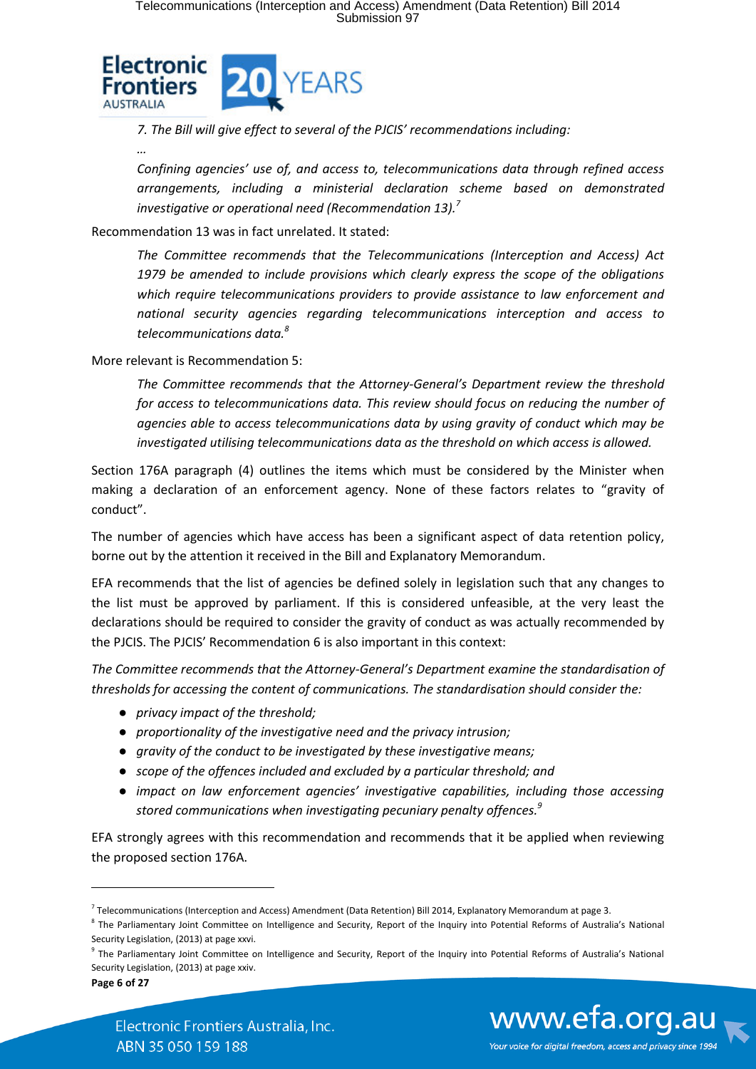> *7. The Bill will give effect to several of the PJCIS' recommendations including:*
>
> *…*
>
> *Confining agencies' use of, and access to, telecommunications data through refined access arrangements, including a ministerial declaration scheme based on demonstrated investigative or operational need (Recommendation 13).*[7]

Recommendation 13 was in fact unrelated. It stated:

> *The Committee recommends that the Telecommunications (Interception and Access) Act 1979 be amended to include provisions which clearly express the scope of the obligations which require telecommunications providers to provide assistance to law enforcement and national security agencies regarding telecommunications interception and access to telecommunications data.*[8]

More relevant is Recommendation 5:

> *The Committee recommends that the Attorney-General's Department review the threshold for access to telecommunications data. This review should focus on reducing the number of agencies able to access telecommunications data by using gravity of conduct which may be investigated utilising telecommunications data as the threshold on which access is allowed.*

Section 176A paragraph (4) outlines the items which must be considered by the Minister when making a declaration of an enforcement agency. None of these factors relates to "gravity of conduct".

The number of agencies which have access has been a significant aspect of data retention policy, borne out by the attention it received in the Bill and Explanatory Memorandum.

EFA recommends that the list of agencies be defined solely in legislation such that any changes to the list must be approved by parliament. If this is considered unfeasible, at the very least the declarations should be required to consider the gravity of conduct as was actually recommended by the PJCIS. The PJCIS' Recommendation 6 is also important in this context:

*The Committee recommends that the Attorney-General's Department examine the standardisation of thresholds for accessing the content of communications. The standardisation should consider the:*

- *privacy impact of the threshold;*
- *proportionality of the investigative need and the privacy intrusion;*
- *gravity of the conduct to be investigated by these investigative means;*
- *scope of the offences included and excluded by a particular threshold; and*
- *impact on law enforcement agencies' investigative capabilities, including those accessing stored communications when investigating pecuniary penalty offences.*[9]

EFA strongly agrees with this recommendation and recommends that it be applied when reviewing the proposed section 176A.

---

[7] Telecommunications (Interception and Access) Amendment (Data Retention) Bill 2014, Explanatory Memorandum at page 3.

[8] The Parliamentary Joint Committee on Intelligence and Security, Report of the Inquiry into Potential Reforms of Australia's National Security Legislation, (2013) at page xxvi.

[9] The Parliamentary Joint Committee on Intelligence and Security, Report of the Inquiry into Potential Reforms of Australia's National Security Legislation, (2013) at page xxiv.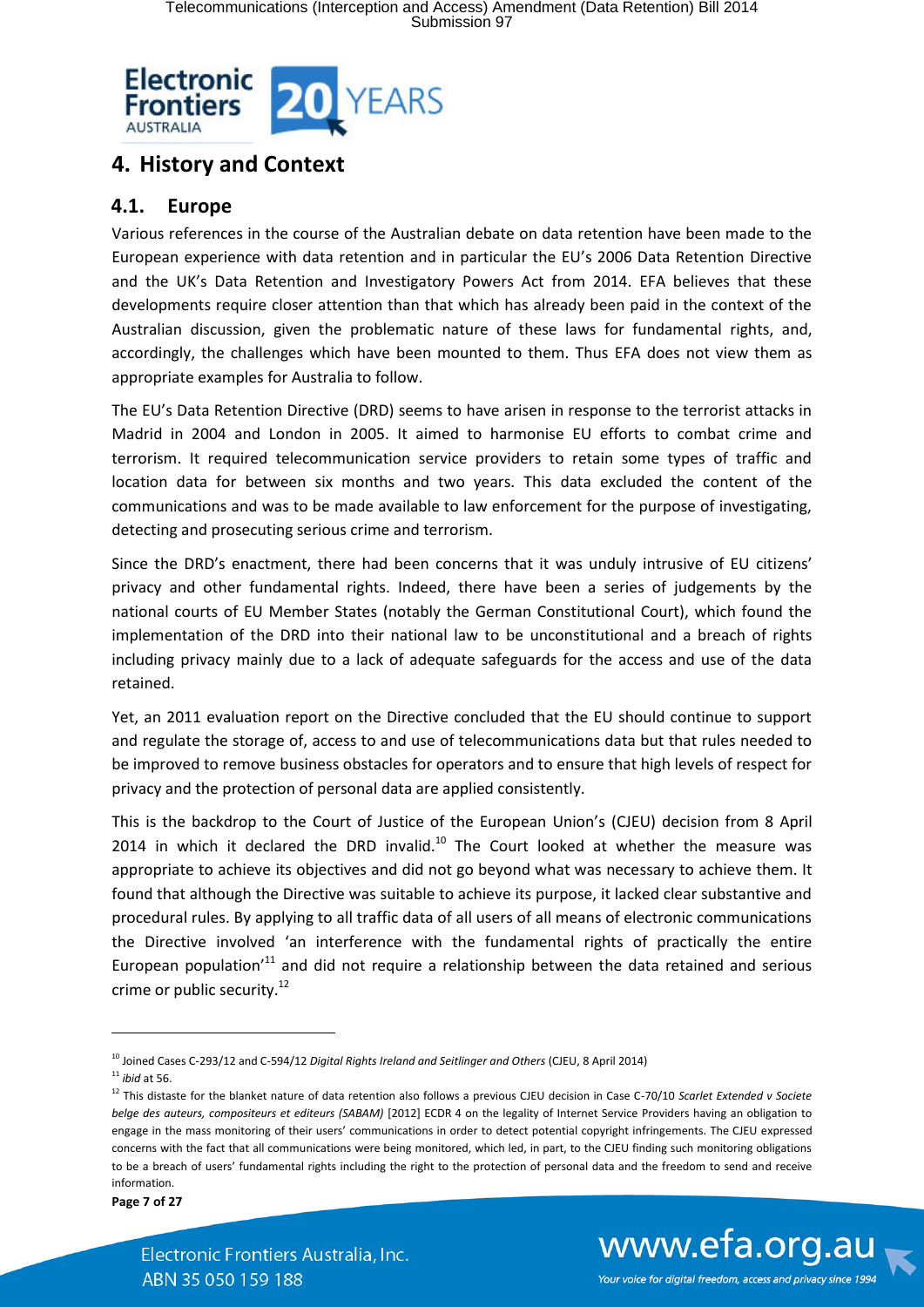# 4. History and Context

## 4.1. Europe

Various references in the course of the Australian debate on data retention have been made to the European experience with data retention and in particular the EU's 2006 Data Retention Directive and the UK's Data Retention and Investigatory Powers Act from 2014. EFA believes that these developments require closer attention than that which has already been paid in the context of the Australian discussion, given the problematic nature of these laws for fundamental rights, and, accordingly, the challenges which have been mounted to them. Thus EFA does not view them as appropriate examples for Australia to follow.

The EU's Data Retention Directive (DRD) seems to have arisen in response to the terrorist attacks in Madrid in 2004 and London in 2005. It aimed to harmonise EU efforts to combat crime and terrorism. It required telecommunication service providers to retain some types of traffic and location data for between six months and two years. This data excluded the content of the communications and was to be made available to law enforcement for the purpose of investigating, detecting and prosecuting serious crime and terrorism.

Since the DRD's enactment, there had been concerns that it was unduly intrusive of EU citizens' privacy and other fundamental rights. Indeed, there have been a series of judgements by the national courts of EU Member States (notably the German Constitutional Court), which found the implementation of the DRD into their national law to be unconstitutional and a breach of rights including privacy mainly due to a lack of adequate safeguards for the access and use of the data retained.

Yet, an 2011 evaluation report on the Directive concluded that the EU should continue to support and regulate the storage of, access to and use of telecommunications data but that rules needed to be improved to remove business obstacles for operators and to ensure that high levels of respect for privacy and the protection of personal data are applied consistently.

This is the backdrop to the Court of Justice of the European Union's (CJEU) decision from 8 April 2014 in which it declared the DRD invalid.[10] The Court looked at whether the measure was appropriate to achieve its objectives and did not go beyond what was necessary to achieve them. It found that although the Directive was suitable to achieve its purpose, it lacked clear substantive and procedural rules. By applying to all traffic data of all users of all means of electronic communications the Directive involved 'an interference with the fundamental rights of practically the entire European population'[11] and did not require a relationship between the data retained and serious crime or public security.[12]

---

[10] Joined Cases C-293/12 and C-594/12 *Digital Rights Ireland and Seitlinger and Others* (CJEU, 8 April 2014)

[11] *ibid* at 56.

[12] This distaste for the blanket nature of data retention also follows a previous CJEU decision in Case C-70/10 *Scarlet Extended v Societe belge des auteurs, compositeurs et editeurs (SABAM)* [2012] ECDR 4 on the legality of Internet Service Providers having an obligation to engage in the mass monitoring of their users' communications in order to detect potential copyright infringements. The CJEU expressed concerns with the fact that all communications were being monitored, which led, in part, to the CJEU finding such monitoring obligations to be a breach of users' fundamental rights including the right to the protection of personal data and the freedom to send and receive information.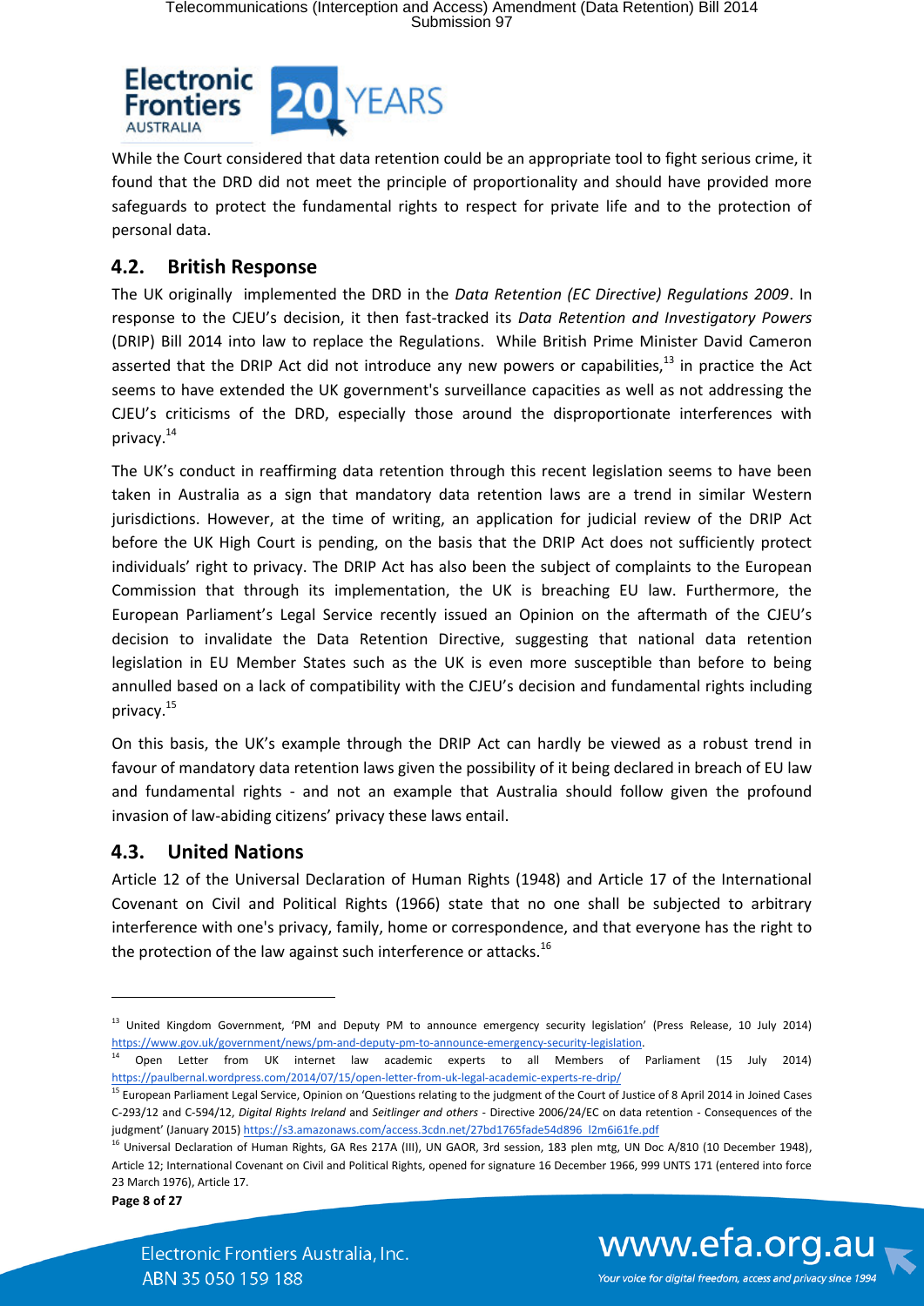While the Court considered that data retention could be an appropriate tool to fight serious crime, it found that the DRD did not meet the principle of proportionality and should have provided more safeguards to protect the fundamental rights to respect for private life and to the protection of personal data.

## 4.2. British Response

The UK originally implemented the DRD in the *Data Retention (EC Directive) Regulations 2009*. In response to the CJEU's decision, it then fast-tracked its *Data Retention and Investigatory Powers* (DRIP) Bill 2014 into law to replace the Regulations. While British Prime Minister David Cameron asserted that the DRIP Act did not introduce any new powers or capabilities,[13] in practice the Act seems to have extended the UK government's surveillance capacities as well as not addressing the CJEU's criticisms of the DRD, especially those around the disproportionate interferences with privacy.[14]

The UK's conduct in reaffirming data retention through this recent legislation seems to have been taken in Australia as a sign that mandatory data retention laws are a trend in similar Western jurisdictions. However, at the time of writing, an application for judicial review of the DRIP Act before the UK High Court is pending, on the basis that the DRIP Act does not sufficiently protect individuals' right to privacy. The DRIP Act has also been the subject of complaints to the European Commission that through its implementation, the UK is breaching EU law. Furthermore, the European Parliament's Legal Service recently issued an Opinion on the aftermath of the CJEU's decision to invalidate the Data Retention Directive, suggesting that national data retention legislation in EU Member States such as the UK is even more susceptible than before to being annulled based on a lack of compatibility with the CJEU's decision and fundamental rights including privacy.[15]

On this basis, the UK's example through the DRIP Act can hardly be viewed as a robust trend in favour of mandatory data retention laws given the possibility of it being declared in breach of EU law and fundamental rights - and not an example that Australia should follow given the profound invasion of law-abiding citizens' privacy these laws entail.

## 4.3. United Nations

Article 12 of the Universal Declaration of Human Rights (1948) and Article 17 of the International Covenant on Civil and Political Rights (1966) state that no one shall be subjected to arbitrary interference with one's privacy, family, home or correspondence, and that everyone has the right to the protection of the law against such interference or attacks.[16]

---

[13] United Kingdom Government, 'PM and Deputy PM to announce emergency security legislation' (Press Release, 10 July 2014) https://www.gov.uk/government/news/pm-and-deputy-pm-to-announce-emergency-security-legislation.

[14] Open Letter from UK internet law academic experts to all Members of Parliament (15 July 2014) https://paulbernal.wordpress.com/2014/07/15/open-letter-from-uk-legal-academic-experts-re-drip/

[15] European Parliament Legal Service, Opinion on 'Questions relating to the judgment of the Court of Justice of 8 April 2014 in Joined Cases C-293/12 and C-594/12, *Digital Rights Ireland* and *Seitlinger and others* - Directive 2006/24/EC on data retention - Consequences of the judgment' (January 2015) https://s3.amazonaws.com/access.3cdn.net/27bd1765fade54d896_l2m6i61fe.pdf

[16] Universal Declaration of Human Rights, GA Res 217A (III), UN GAOR, 3rd session, 183 plen mtg, UN Doc A/810 (10 December 1948), Article 12; International Covenant on Civil and Political Rights, opened for signature 16 December 1966, 999 UNTS 171 (entered into force 23 March 1976), Article 17.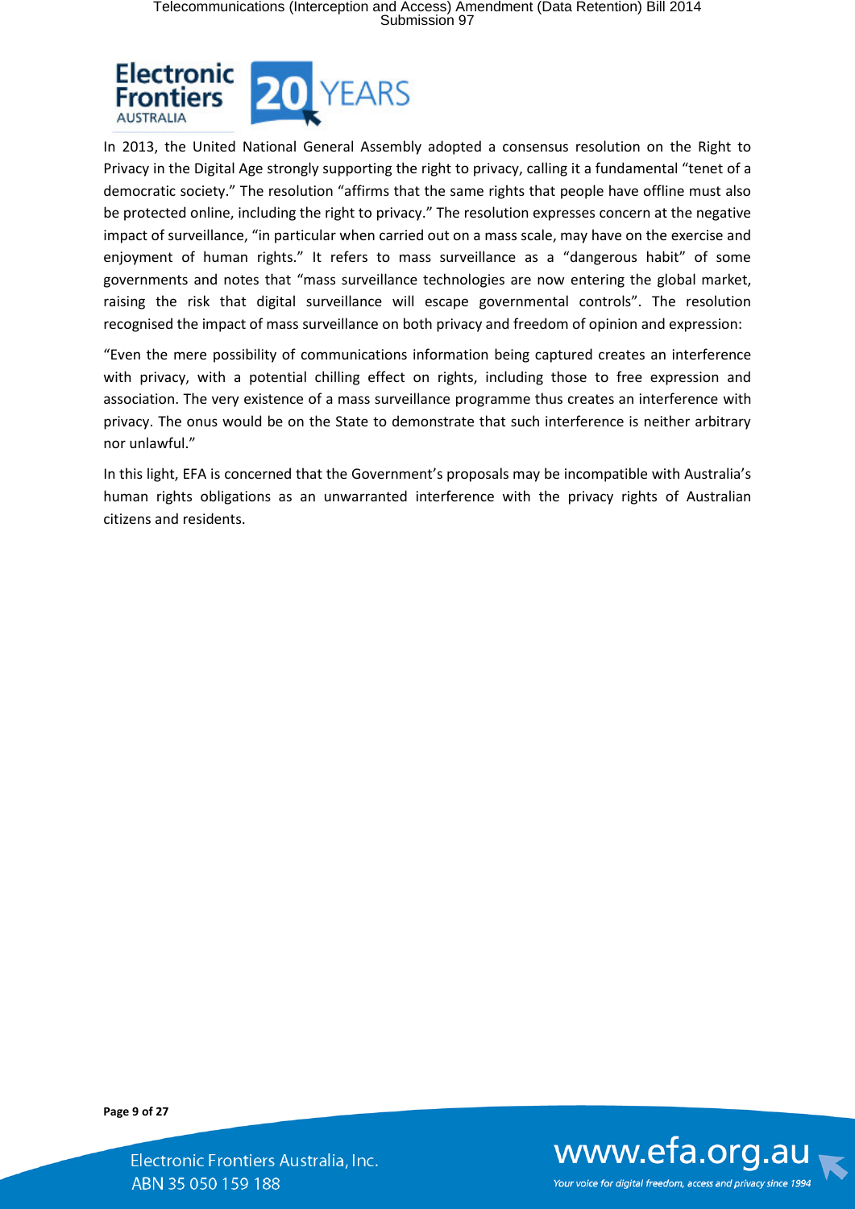In 2013, the United National General Assembly adopted a consensus resolution on the Right to Privacy in the Digital Age strongly supporting the right to privacy, calling it a fundamental "tenet of a democratic society." The resolution "affirms that the same rights that people have offline must also be protected online, including the right to privacy." The resolution expresses concern at the negative impact of surveillance, "in particular when carried out on a mass scale, may have on the exercise and enjoyment of human rights." It refers to mass surveillance as a "dangerous habit" of some governments and notes that "mass surveillance technologies are now entering the global market, raising the risk that digital surveillance will escape governmental controls". The resolution recognised the impact of mass surveillance on both privacy and freedom of opinion and expression:

"Even the mere possibility of communications information being captured creates an interference with privacy, with a potential chilling effect on rights, including those to free expression and association. The very existence of a mass surveillance programme thus creates an interference with privacy. The onus would be on the State to demonstrate that such interference is neither arbitrary nor unlawful."

In this light, EFA is concerned that the Government's proposals may be incompatible with Australia's human rights obligations as an unwarranted interference with the privacy rights of Australian citizens and residents.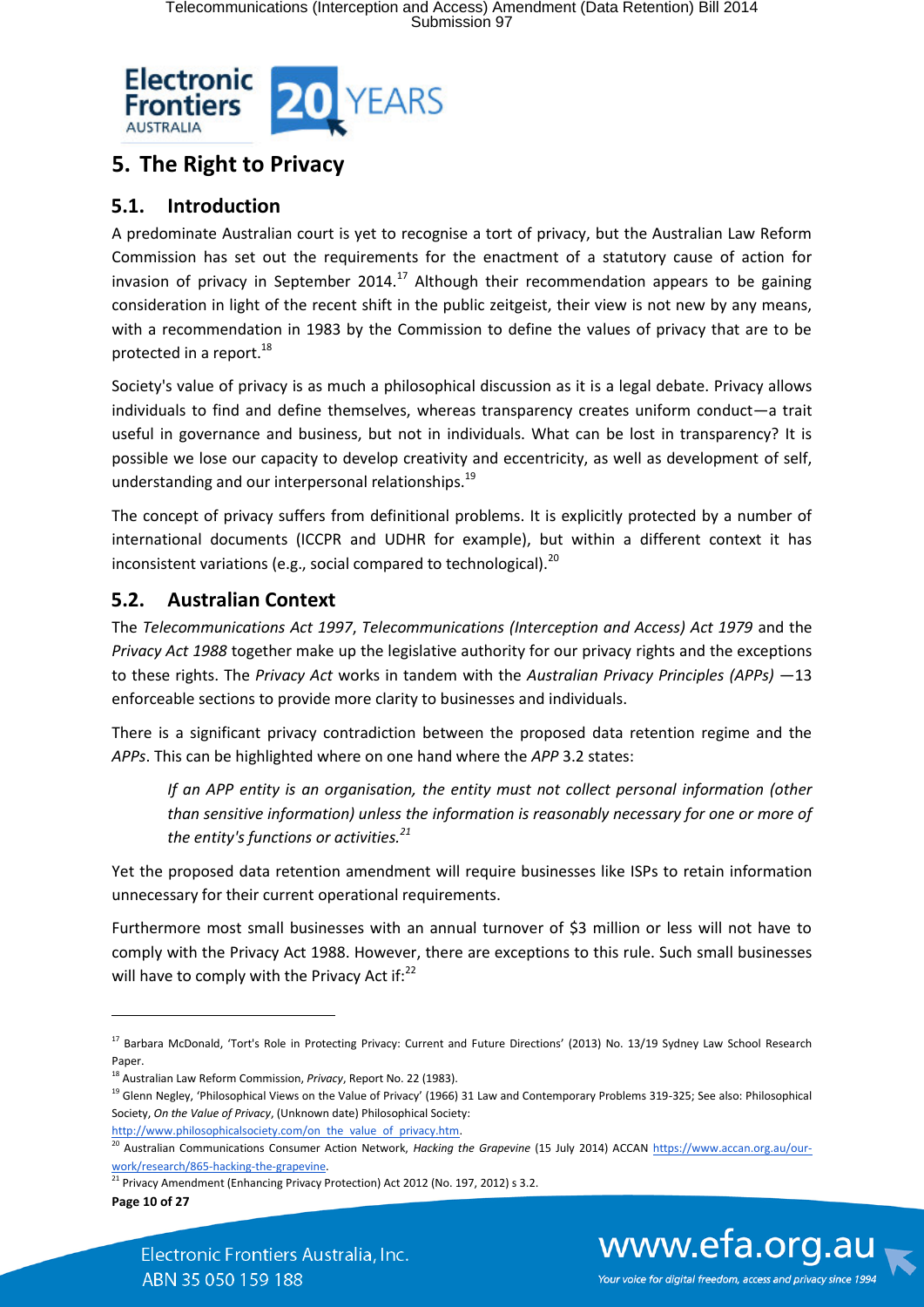# 5. The Right to Privacy

## 5.1. Introduction

A predominate Australian court is yet to recognise a tort of privacy, but the Australian Law Reform Commission has set out the requirements for the enactment of a statutory cause of action for invasion of privacy in September 2014.[17] Although their recommendation appears to be gaining consideration in light of the recent shift in the public zeitgeist, their view is not new by any means, with a recommendation in 1983 by the Commission to define the values of privacy that are to be protected in a report.[18]

Society's value of privacy is as much a philosophical discussion as it is a legal debate. Privacy allows individuals to find and define themselves, whereas transparency creates uniform conduct—a trait useful in governance and business, but not in individuals. What can be lost in transparency? It is possible we lose our capacity to develop creativity and eccentricity, as well as development of self, understanding and our interpersonal relationships.[19]

The concept of privacy suffers from definitional problems. It is explicitly protected by a number of international documents (ICCPR and UDHR for example), but within a different context it has inconsistent variations (e.g., social compared to technological).[20]

## 5.2. Australian Context

The *Telecommunications Act 1997*, *Telecommunications (Interception and Access) Act 1979* and the *Privacy Act 1988* together make up the legislative authority for our privacy rights and the exceptions to these rights. The *Privacy Act* works in tandem with the *Australian Privacy Principles (APPs)* —13 enforceable sections to provide more clarity to businesses and individuals.

There is a significant privacy contradiction between the proposed data retention regime and the *APPs*. This can be highlighted where on one hand where the *APP* 3.2 states:

> *If an APP entity is an organisation, the entity must not collect personal information (other than sensitive information) unless the information is reasonably necessary for one or more of the entity's functions or activities.*[21]

Yet the proposed data retention amendment will require businesses like ISPs to retain information unnecessary for their current operational requirements.

Furthermore most small businesses with an annual turnover of $3 million or less will not have to comply with the Privacy Act 1988. However, there are exceptions to this rule. Such small businesses will have to comply with the Privacy Act if:[22]

---

[17] Barbara McDonald, 'Tort's Role in Protecting Privacy: Current and Future Directions' (2013) No. 13/19 Sydney Law School Research Paper.

[18] Australian Law Reform Commission, *Privacy*, Report No. 22 (1983).

[19] Glenn Negley, 'Philosophical Views on the Value of Privacy' (1966) 31 Law and Contemporary Problems 319-325; See also: Philosophical Society, *On the Value of Privacy*, (Unknown date) Philosophical Society: http://www.philosophicalsociety.com/on_the_value_of_privacy.htm.

[20] Australian Communications Consumer Action Network, *Hacking the Grapevine* (15 July 2014) ACCAN https://www.accan.org.au/our-work/research/865-hacking-the-grapevine.

[21] Privacy Amendment (Enhancing Privacy Protection) Act 2012 (No. 197, 2012) s 3.2.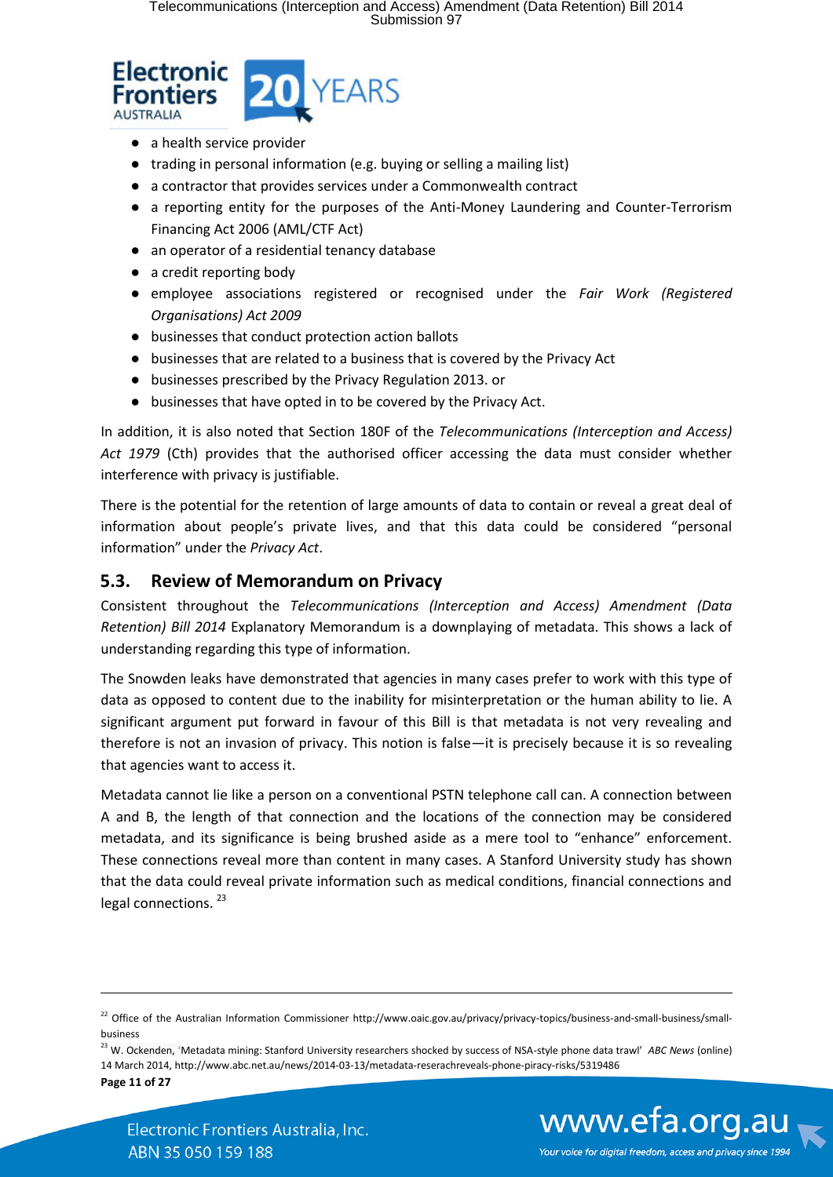- a health service provider
- trading in personal information (e.g. buying or selling a mailing list)
- a contractor that provides services under a Commonwealth contract
- a reporting entity for the purposes of the Anti-Money Laundering and Counter-Terrorism Financing Act 2006 (AML/CTF Act)
- an operator of a residential tenancy database
- a credit reporting body
- employee associations registered or recognised under the *Fair Work (Registered Organisations) Act 2009*
- businesses that conduct protection action ballots
- businesses that are related to a business that is covered by the Privacy Act
- businesses prescribed by the Privacy Regulation 2013. or
- businesses that have opted in to be covered by the Privacy Act.

In addition, it is also noted that Section 180F of the *Telecommunications (Interception and Access) Act 1979* (Cth) provides that the authorised officer accessing the data must consider whether interference with privacy is justifiable.

There is the potential for the retention of large amounts of data to contain or reveal a great deal of information about people's private lives, and that this data could be considered "personal information" under the *Privacy Act*.

## 5.3. Review of Memorandum on Privacy

Consistent throughout the *Telecommunications (Interception and Access) Amendment (Data Retention) Bill 2014* Explanatory Memorandum is a downplaying of metadata. This shows a lack of understanding regarding this type of information.

The Snowden leaks have demonstrated that agencies in many cases prefer to work with this type of data as opposed to content due to the inability for misinterpretation or the human ability to lie. A significant argument put forward in favour of this Bill is that metadata is not very revealing and therefore is not an invasion of privacy. This notion is false—it is precisely because it is so revealing that agencies want to access it.

Metadata cannot lie like a person on a conventional PSTN telephone call can. A connection between A and B, the length of that connection and the locations of the connection may be considered metadata, and its significance is being brushed aside as a mere tool to "enhance" enforcement. These connections reveal more than content in many cases. A Stanford University study has shown that the data could reveal private information such as medical conditions, financial connections and legal connections. [23]

---

[22] Office of the Australian Information Commissioner http://www.oaic.gov.au/privacy/privacy-topics/business-and-small-business/small-business

[23] W. Ockenden, 'Metadata mining: Stanford University researchers shocked by success of NSA-style phone data trawl' *ABC News* (online) 14 March 2014, http://www.abc.net.au/news/2014-03-13/metadata-reserachreveals-phone-piracy-risks/5319486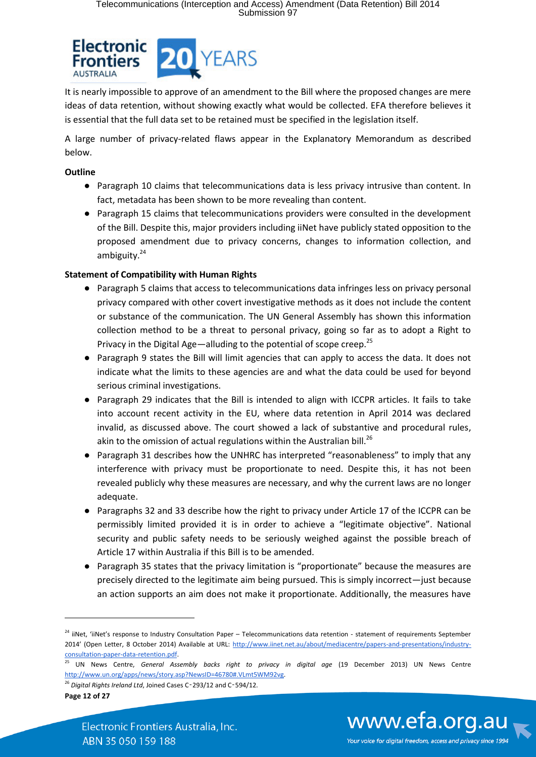It is nearly impossible to approve of an amendment to the Bill where the proposed changes are mere ideas of data retention, without showing exactly what would be collected. EFA therefore believes it is essential that the full data set to be retained must be specified in the legislation itself.

A large number of privacy-related flaws appear in the Explanatory Memorandum as described below.

**Outline**

- Paragraph 10 claims that telecommunications data is less privacy intrusive than content. In fact, metadata has been shown to be more revealing than content.
- Paragraph 15 claims that telecommunications providers were consulted in the development of the Bill. Despite this, major providers including iiNet have publicly stated opposition to the proposed amendment due to privacy concerns, changes to information collection, and ambiguity.[24]

**Statement of Compatibility with Human Rights**

- Paragraph 5 claims that access to telecommunications data infringes less on privacy personal privacy compared with other covert investigative methods as it does not include the content or substance of the communication. The UN General Assembly has shown this information collection method to be a threat to personal privacy, going so far as to adopt a Right to Privacy in the Digital Age—alluding to the potential of scope creep.[25]
- Paragraph 9 states the Bill will limit agencies that can apply to access the data. It does not indicate what the limits to these agencies are and what the data could be used for beyond serious criminal investigations.
- Paragraph 29 indicates that the Bill is intended to align with ICCPR articles. It fails to take into account recent activity in the EU, where data retention in April 2014 was declared invalid, as discussed above. The court showed a lack of substantive and procedural rules, akin to the omission of actual regulations within the Australian bill.[26]
- Paragraph 31 describes how the UNHRC has interpreted "reasonableness" to imply that any interference with privacy must be proportionate to need. Despite this, it has not been revealed publicly why these measures are necessary, and why the current laws are no longer adequate.
- Paragraphs 32 and 33 describe how the right to privacy under Article 17 of the ICCPR can be permissibly limited provided it is in order to achieve a "legitimate objective". National security and public safety needs to be seriously weighed against the possible breach of Article 17 within Australia if this Bill is to be amended.
- Paragraph 35 states that the privacy limitation is "proportionate" because the measures are precisely directed to the legitimate aim being pursued. This is simply incorrect—just because an action supports an aim does not make it proportionate. Additionally, the measures have

---

[24] iiNet, 'iiNet's response to Industry Consultation Paper – Telecommunications data retention - statement of requirements September 2014' (Open Letter, 8 October 2014) Available at URL: http://www.iinet.net.au/about/mediacentre/papers-and-presentations/industry-consultation-paper-data-retention.pdf.

[25] UN News Centre, *General Assembly backs right to privacy in digital age* (19 December 2013) UN News Centre http://www.un.org/apps/news/story.asp?NewsID=46780#.VLmt5WM92vg.

[26] *Digital Rights Ireland Ltd*, Joined Cases C-293/12 and C-594/12.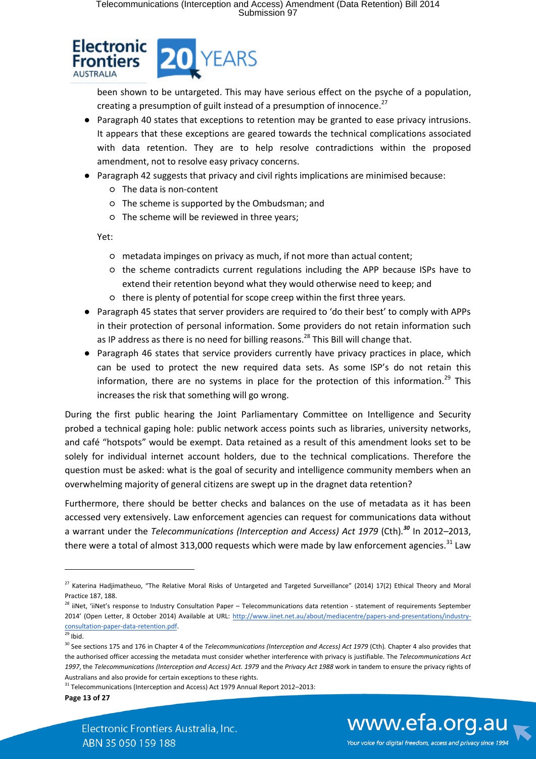been shown to be untargeted. This may have serious effect on the psyche of a population, creating a presumption of guilt instead of a presumption of innocence.[27]

- Paragraph 40 states that exceptions to retention may be granted to ease privacy intrusions. It appears that these exceptions are geared towards the technical complications associated with data retention. They are to help resolve contradictions within the proposed amendment, not to resolve easy privacy concerns.
- Paragraph 42 suggests that privacy and civil rights implications are minimised because:
    - The data is non-content
    - The scheme is supported by the Ombudsman; and
    - The scheme will be reviewed in three years;

  Yet:

    - metadata impinges on privacy as much, if not more than actual content;
    - the scheme contradicts current regulations including the APP because ISPs have to extend their retention beyond what they would otherwise need to keep; and
    - there is plenty of potential for scope creep within the first three years.
- Paragraph 45 states that server providers are required to 'do their best' to comply with APPs in their protection of personal information. Some providers do not retain information such as IP address as there is no need for billing reasons.[28] This Bill will change that.
- Paragraph 46 states that service providers currently have privacy practices in place, which can be used to protect the new required data sets. As some ISP's do not retain this information, there are no systems in place for the protection of this information.[29] This increases the risk that something will go wrong.

During the first public hearing the Joint Parliamentary Committee on Intelligence and Security probed a technical gaping hole: public network access points such as libraries, university networks, and café "hotspots" would be exempt. Data retained as a result of this amendment looks set to be solely for individual internet account holders, due to the technical complications. Therefore the question must be asked: what is the goal of security and intelligence community members when an overwhelming majority of general citizens are swept up in the dragnet data retention?

Furthermore, there should be better checks and balances on the use of metadata as it has been accessed very extensively. Law enforcement agencies can request for communications data without a warrant under the *Telecommunications (Interception and Access) Act 1979* (Cth).[30] In 2012–2013, there were a total of almost 313,000 requests which were made by law enforcement agencies.[31] Law

---

[27] Katerina Hadjimatheuo, "The Relative Moral Risks of Untargeted and Targeted Surveillance" (2014) 17(2) Ethical Theory and Moral Practice 187, 188.

[28] iiNet, 'iiNet's response to Industry Consultation Paper – Telecommunications data retention - statement of requirements September 2014' (Open Letter, 8 October 2014) Available at URL: http://www.iinet.net.au/about/mediacentre/papers-and-presentations/industry-consultation-paper-data-retention.pdf.

[29] Ibid.

[30] See sections 175 and 176 in Chapter 4 of the *Telecommunications (Interception and Access) Act 1979* (Cth). Chapter 4 also provides that the authorised officer accessing the metadata must consider whether interference with privacy is justifiable. The *Telecommunications Act 1997*, the *Telecommunications (Interception and Access) Act. 1979* and the *Privacy Act 1988* work in tandem to ensure the privacy rights of Australians and also provide for certain exceptions to these rights.

[31] Telecommunications (Interception and Access) Act 1979 Annual Report 2012–2013: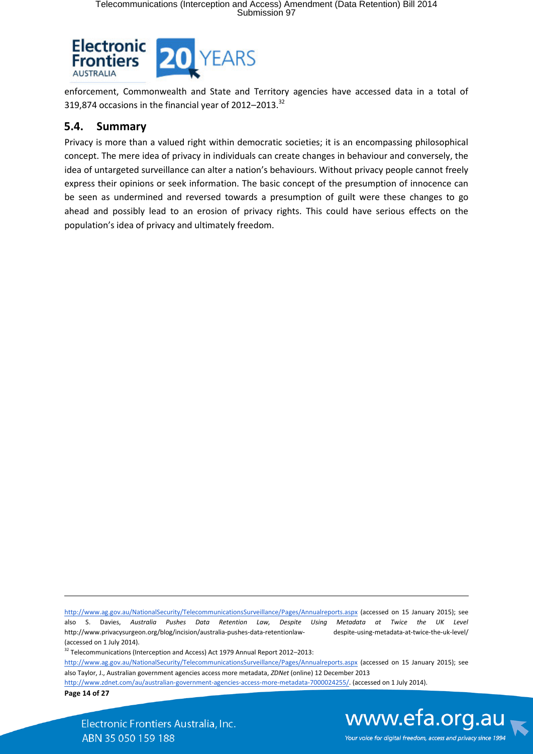enforcement, Commonwealth and State and Territory agencies have accessed data in a total of 319,874 occasions in the financial year of 2012–2013.[32]

## 5.4. Summary

Privacy is more than a valued right within democratic societies; it is an encompassing philosophical concept. The mere idea of privacy in individuals can create changes in behaviour and conversely, the idea of untargeted surveillance can alter a nation's behaviours. Without privacy people cannot freely express their opinions or seek information. The basic concept of the presumption of innocence can be seen as undermined and reversed towards a presumption of guilt were these changes to go ahead and possibly lead to an erosion of privacy rights. This could have serious effects on the population's idea of privacy and ultimately freedom.

---

http://www.ag.gov.au/NationalSecurity/TelecommunicationsSurveillance/Pages/Annualreports.aspx (accessed on 15 January 2015); see also S. Davies, *Australia Pushes Data Retention Law, Despite Using Metadata at Twice the UK Level* http://www.privacysurgeon.org/blog/incision/australia-pushes-data-retentionlaw- despite-using-metadata-at-twice-the-uk-level/ (accessed on 1 July 2014).

[32] Telecommunications (Interception and Access) Act 1979 Annual Report 2012–2013: http://www.ag.gov.au/NationalSecurity/TelecommunicationsSurveillance/Pages/Annualreports.aspx (accessed on 15 January 2015); see also Taylor, J., Australian government agencies access more metadata, *ZDNet* (online) 12 December 2013 http://www.zdnet.com/au/australian-government-agencies-access-more-metadata-7000024255/. (accessed on 1 July 2014).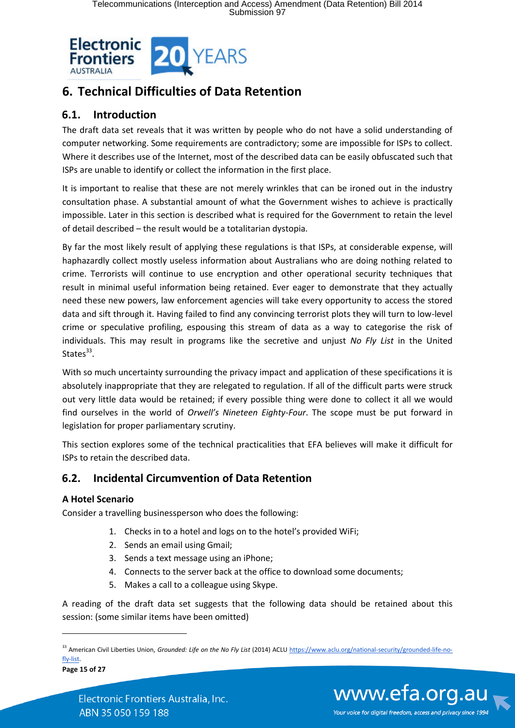## 6. Technical Difficulties of Data Retention

### 6.1. Introduction

The draft data set reveals that it was written by people who do not have a solid understanding of computer networking. Some requirements are contradictory; some are impossible for ISPs to collect. Where it describes use of the Internet, most of the described data can be easily obfuscated such that ISPs are unable to identify or collect the information in the first place.

It is important to realise that these are not merely wrinkles that can be ironed out in the industry consultation phase. A substantial amount of what the Government wishes to achieve is practically impossible. Later in this section is described what is required for the Government to retain the level of detail described – the result would be a totalitarian dystopia.

By far the most likely result of applying these regulations is that ISPs, at considerable expense, will haphazardly collect mostly useless information about Australians who are doing nothing related to crime. Terrorists will continue to use encryption and other operational security techniques that result in minimal useful information being retained. Ever eager to demonstrate that they actually need these new powers, law enforcement agencies will take every opportunity to access the stored data and sift through it. Having failed to find any convincing terrorist plots they will turn to low-level crime or speculative profiling, espousing this stream of data as a way to categorise the risk of individuals. This may result in programs like the secretive and unjust *No Fly List* in the United States[33].

With so much uncertainty surrounding the privacy impact and application of these specifications it is absolutely inappropriate that they are relegated to regulation. If all of the difficult parts were struck out very little data would be retained; if every possible thing were done to collect it all we would find ourselves in the world of *Orwell's Nineteen Eighty-Four*. The scope must be put forward in legislation for proper parliamentary scrutiny.

This section explores some of the technical practicalities that EFA believes will make it difficult for ISPs to retain the described data.

### 6.2. Incidental Circumvention of Data Retention

**A Hotel Scenario**

Consider a travelling businessperson who does the following:

1. Checks in to a hotel and logs on to the hotel's provided WiFi;
2. Sends an email using Gmail;
3. Sends a text message using an iPhone;
4. Connects to the server back at the office to download some documents;
5. Makes a call to a colleague using Skype.

A reading of the draft data set suggests that the following data should be retained about this session: (some similar items have been omitted)

---

[33] American Civil Liberties Union, *Grounded: Life on the No Fly List* (2014) ACLU https://www.aclu.org/national-security/grounded-life-no-fly-list.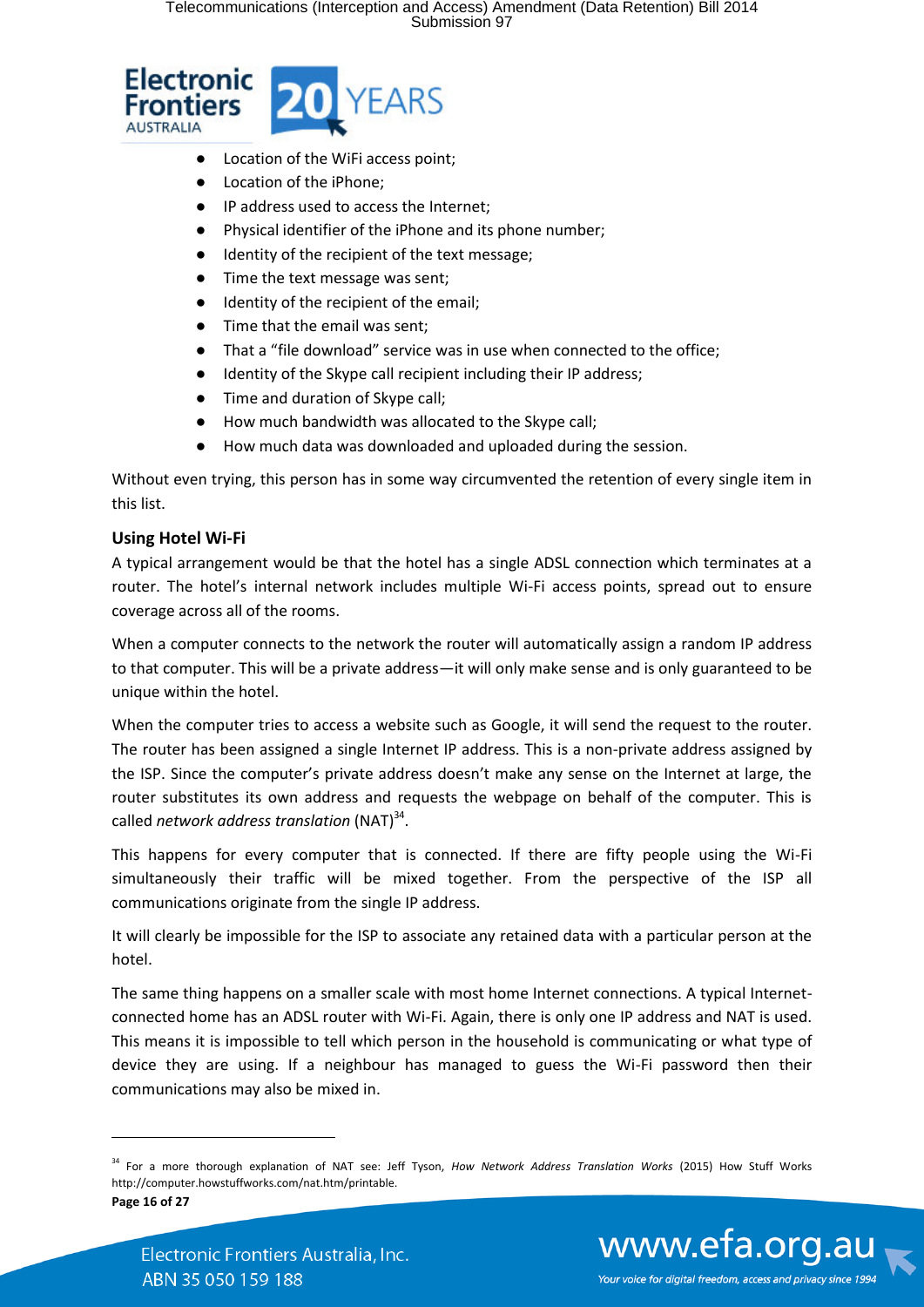- Location of the WiFi access point;
- Location of the iPhone;
- IP address used to access the Internet;
- Physical identifier of the iPhone and its phone number;
- Identity of the recipient of the text message;
- Time the text message was sent;
- Identity of the recipient of the email;
- Time that the email was sent;
- That a “file download” service was in use when connected to the office;
- Identity of the Skype call recipient including their IP address;
- Time and duration of Skype call;
- How much bandwidth was allocated to the Skype call;
- How much data was downloaded and uploaded during the session.

Without even trying, this person has in some way circumvented the retention of every single item in this list.

**Using Hotel Wi-Fi**

A typical arrangement would be that the hotel has a single ADSL connection which terminates at a router. The hotel’s internal network includes multiple Wi-Fi access points, spread out to ensure coverage across all of the rooms.

When a computer connects to the network the router will automatically assign a random IP address to that computer. This will be a private address—it will only make sense and is only guaranteed to be unique within the hotel.

When the computer tries to access a website such as Google, it will send the request to the router. The router has been assigned a single Internet IP address. This is a non-private address assigned by the ISP. Since the computer’s private address doesn’t make any sense on the Internet at large, the router substitutes its own address and requests the webpage on behalf of the computer. This is called *network address translation* (NAT)[34].

This happens for every computer that is connected. If there are fifty people using the Wi-Fi simultaneously their traffic will be mixed together. From the perspective of the ISP all communications originate from the single IP address.

It will clearly be impossible for the ISP to associate any retained data with a particular person at the hotel.

The same thing happens on a smaller scale with most home Internet connections. A typical Internet-connected home has an ADSL router with Wi-Fi. Again, there is only one IP address and NAT is used. This means it is impossible to tell which person in the household is communicating or what type of device they are using. If a neighbour has managed to guess the Wi-Fi password then their communications may also be mixed in.

---

[34] For a more thorough explanation of NAT see: Jeff Tyson, *How Network Address Translation Works* (2015) How Stuff Works http://computer.howstuffworks.com/nat.htm/printable.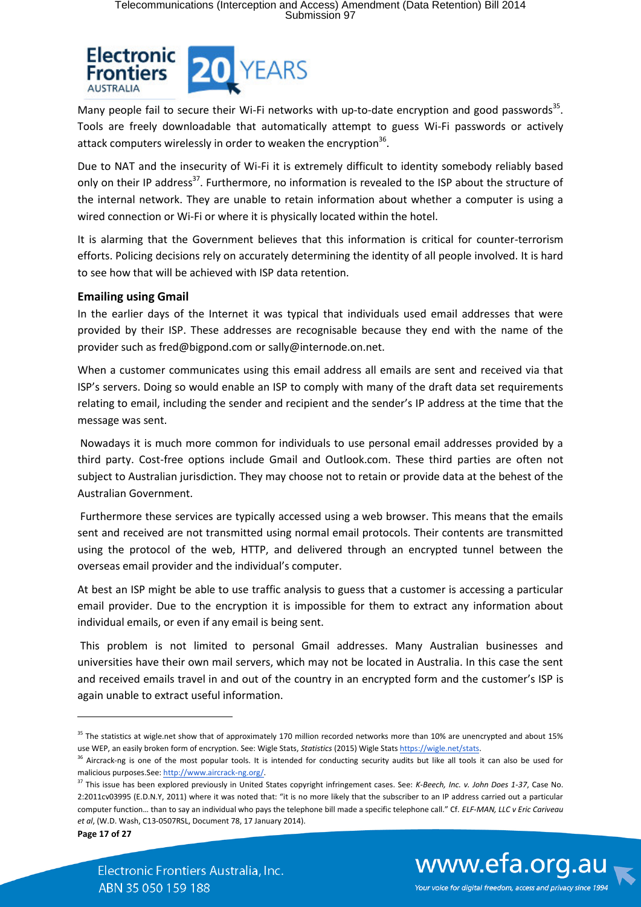Many people fail to secure their Wi-Fi networks with up-to-date encryption and good passwords[35]. Tools are freely downloadable that automatically attempt to guess Wi-Fi passwords or actively attack computers wirelessly in order to weaken the encryption[36].

Due to NAT and the insecurity of Wi-Fi it is extremely difficult to identity somebody reliably based only on their IP address[37]. Furthermore, no information is revealed to the ISP about the structure of the internal network. They are unable to retain information about whether a computer is using a wired connection or Wi-Fi or where it is physically located within the hotel.

It is alarming that the Government believes that this information is critical for counter-terrorism efforts. Policing decisions rely on accurately determining the identity of all people involved. It is hard to see how that will be achieved with ISP data retention.

**Emailing using Gmail**

In the earlier days of the Internet it was typical that individuals used email addresses that were provided by their ISP. These addresses are recognisable because they end with the name of the provider such as fred@bigpond.com or sally@internode.on.net.

When a customer communicates using this email address all emails are sent and received via that ISP's servers. Doing so would enable an ISP to comply with many of the draft data set requirements relating to email, including the sender and recipient and the sender's IP address at the time that the message was sent.

Nowadays it is much more common for individuals to use personal email addresses provided by a third party. Cost-free options include Gmail and Outlook.com. These third parties are often not subject to Australian jurisdiction. They may choose not to retain or provide data at the behest of the Australian Government.

Furthermore these services are typically accessed using a web browser. This means that the emails sent and received are not transmitted using normal email protocols. Their contents are transmitted using the protocol of the web, HTTP, and delivered through an encrypted tunnel between the overseas email provider and the individual's computer.

At best an ISP might be able to use traffic analysis to guess that a customer is accessing a particular email provider. Due to the encryption it is impossible for them to extract any information about individual emails, or even if any email is being sent.

This problem is not limited to personal Gmail addresses. Many Australian businesses and universities have their own mail servers, which may not be located in Australia. In this case the sent and received emails travel in and out of the country in an encrypted form and the customer's ISP is again unable to extract useful information.

---

[35] The statistics at wigle.net show that of approximately 170 million recorded networks more than 10% are unencrypted and about 15% use WEP, an easily broken form of encryption. See: Wigle Stats, *Statistics* (2015) Wigle Stats https://wigle.net/stats.

[36] Aircrack-ng is one of the most popular tools. It is intended for conducting security audits but like all tools it can also be used for malicious purposes.See: http://www.aircrack-ng.org/.

[37] This issue has been explored previously in United States copyright infringement cases. See: *K-Beech, Inc. v. John Does 1-37*, Case No. 2:2011cv03995 (E.D.N.Y, 2011) where it was noted that: "it is no more likely that the subscriber to an IP address carried out a particular computer function… than to say an individual who pays the telephone bill made a specific telephone call." Cf. *ELF-MAN, LLC v Eric Cariveau et al*, (W.D. Wash, C13-0507RSL, Document 78, 17 January 2014).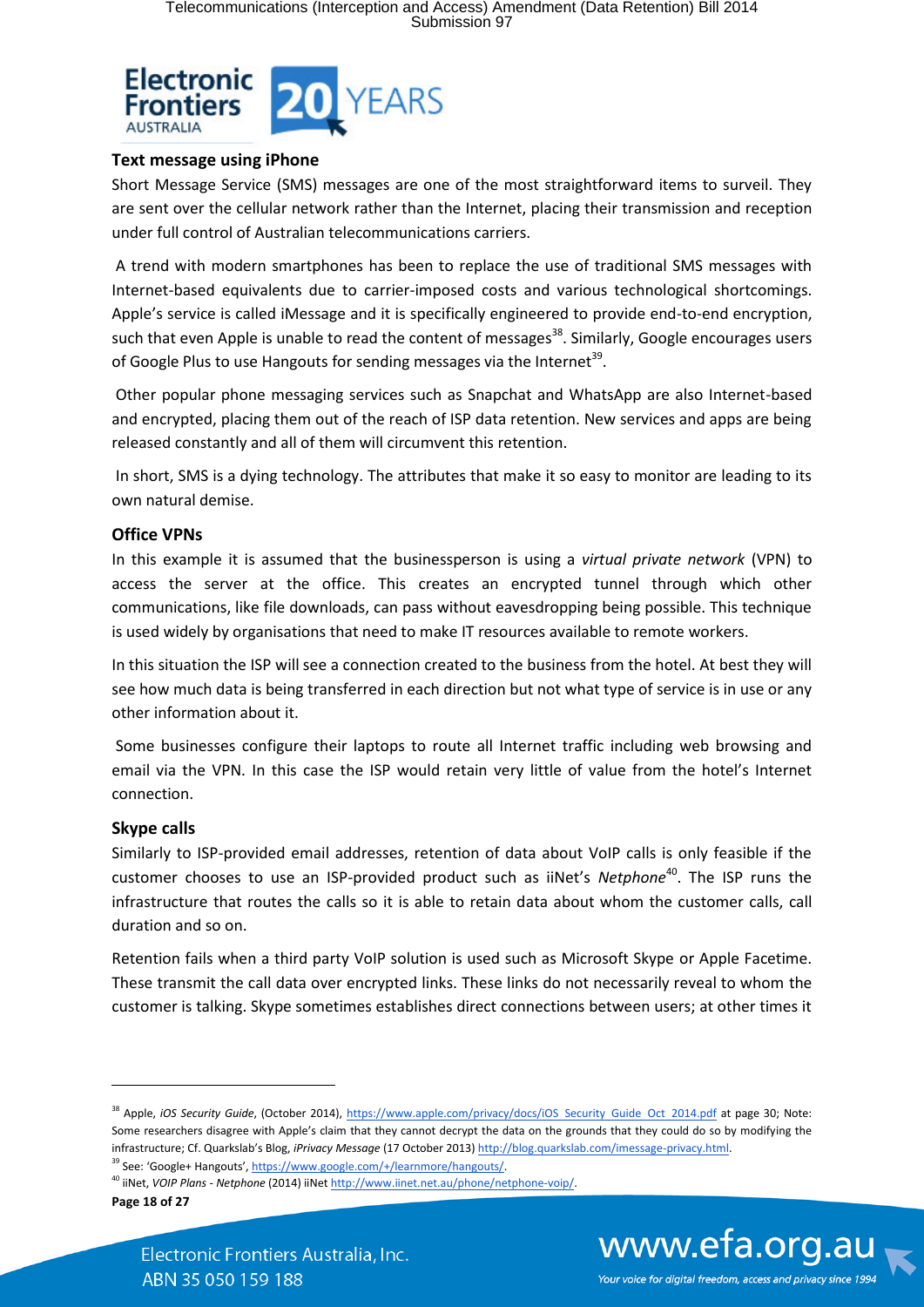### Text message using iPhone

Short Message Service (SMS) messages are one of the most straightforward items to surveil. They are sent over the cellular network rather than the Internet, placing their transmission and reception under full control of Australian telecommunications carriers.

A trend with modern smartphones has been to replace the use of traditional SMS messages with Internet-based equivalents due to carrier-imposed costs and various technological shortcomings. Apple's service is called iMessage and it is specifically engineered to provide end-to-end encryption, such that even Apple is unable to read the content of messages[38]. Similarly, Google encourages users of Google Plus to use Hangouts for sending messages via the Internet[39].

Other popular phone messaging services such as Snapchat and WhatsApp are also Internet-based and encrypted, placing them out of the reach of ISP data retention. New services and apps are being released constantly and all of them will circumvent this retention.

In short, SMS is a dying technology. The attributes that make it so easy to monitor are leading to its own natural demise.

### Office VPNs

In this example it is assumed that the businessperson is using a *virtual private network* (VPN) to access the server at the office. This creates an encrypted tunnel through which other communications, like file downloads, can pass without eavesdropping being possible. This technique is used widely by organisations that need to make IT resources available to remote workers.

In this situation the ISP will see a connection created to the business from the hotel. At best they will see how much data is being transferred in each direction but not what type of service is in use or any other information about it.

Some businesses configure their laptops to route all Internet traffic including web browsing and email via the VPN. In this case the ISP would retain very little of value from the hotel's Internet connection.

### Skype calls

Similarly to ISP-provided email addresses, retention of data about VoIP calls is only feasible if the customer chooses to use an ISP-provided product such as iiNet's *Netphone*[40]. The ISP runs the infrastructure that routes the calls so it is able to retain data about whom the customer calls, call duration and so on.

Retention fails when a third party VoIP solution is used such as Microsoft Skype or Apple Facetime. These transmit the call data over encrypted links. These links do not necessarily reveal to whom the customer is talking. Skype sometimes establishes direct connections between users; at other times it

---

[38] Apple, *iOS Security Guide*, (October 2014), https://www.apple.com/privacy/docs/iOS_Security_Guide_Oct_2014.pdf at page 30; Note: Some researchers disagree with Apple's claim that they cannot decrypt the data on the grounds that they could do so by modifying the infrastructure; Cf. Quarkslab's Blog, *iPrivacy Message* (17 October 2013) http://blog.quarkslab.com/imessage-privacy.html.

[39] See: 'Google+ Hangouts', https://www.google.com/+/learnmore/hangouts/.

[40] iiNet, *VOIP Plans - Netphone* (2014) iiNet http://www.iinet.net.au/phone/netphone-voip/.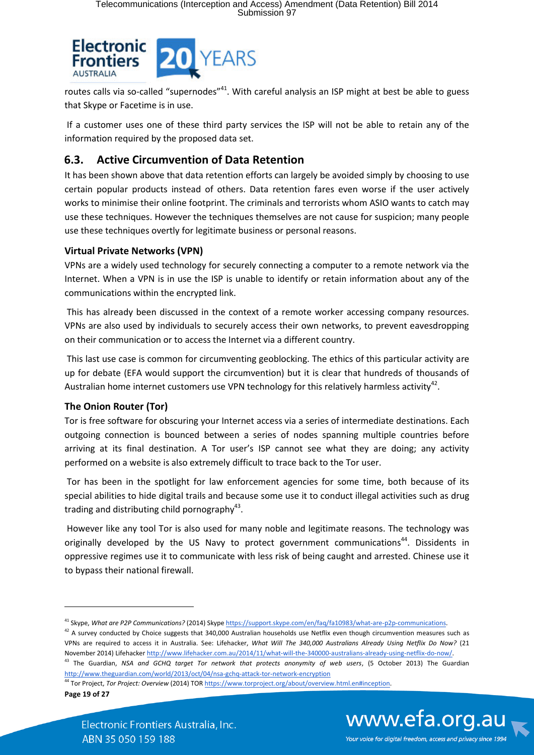routes calls via so-called "supernodes"[41]. With careful analysis an ISP might at best be able to guess that Skype or Facetime is in use.

If a customer uses one of these third party services the ISP will not be able to retain any of the information required by the proposed data set.

## 6.3. Active Circumvention of Data Retention

It has been shown above that data retention efforts can largely be avoided simply by choosing to use certain popular products instead of others. Data retention fares even worse if the user actively works to minimise their online footprint. The criminals and terrorists whom ASIO wants to catch may use these techniques. However the techniques themselves are not cause for suspicion; many people use these techniques overtly for legitimate business or personal reasons.

### Virtual Private Networks (VPN)

VPNs are a widely used technology for securely connecting a computer to a remote network via the Internet. When a VPN is in use the ISP is unable to identify or retain information about any of the communications within the encrypted link.

This has already been discussed in the context of a remote worker accessing company resources. VPNs are also used by individuals to securely access their own networks, to prevent eavesdropping on their communication or to access the Internet via a different country.

This last use case is common for circumventing geoblocking. The ethics of this particular activity are up for debate (EFA would support the circumvention) but it is clear that hundreds of thousands of Australian home internet customers use VPN technology for this relatively harmless activity[42].

### The Onion Router (Tor)

Tor is free software for obscuring your Internet access via a series of intermediate destinations. Each outgoing connection is bounced between a series of nodes spanning multiple countries before arriving at its final destination. A Tor user's ISP cannot see what they are doing; any activity performed on a website is also extremely difficult to trace back to the Tor user.

Tor has been in the spotlight for law enforcement agencies for some time, both because of its special abilities to hide digital trails and because some use it to conduct illegal activities such as drug trading and distributing child pornography[43].

However like any tool Tor is also used for many noble and legitimate reasons. The technology was originally developed by the US Navy to protect government communications[44]. Dissidents in oppressive regimes use it to communicate with less risk of being caught and arrested. Chinese use it to bypass their national firewall.

---

[41] Skype, *What are P2P Communications?* (2014) Skype https://support.skype.com/en/faq/fa10983/what-are-p2p-communications.

[42] A survey conducted by Choice suggests that 340,000 Australian households use Netflix even though circumvention measures such as VPNs are required to access it in Australia. See: Lifehacker, *What Will The 340,000 Australians Already Using Netflix Do Now?* (21 November 2014) Lifehacker http://www.lifehacker.com.au/2014/11/what-will-the-340000-australians-already-using-netflix-do-now/.

[43] The Guardian, *NSA and GCHQ target Tor network that protects anonymity of web users*, (5 October 2013) The Guardian http://www.theguardian.com/world/2013/oct/04/nsa-gchq-attack-tor-network-encryption

[44] Tor Project, *Tor Project: Overview* (2014) TOR https://www.torproject.org/about/overview.html.en#inception.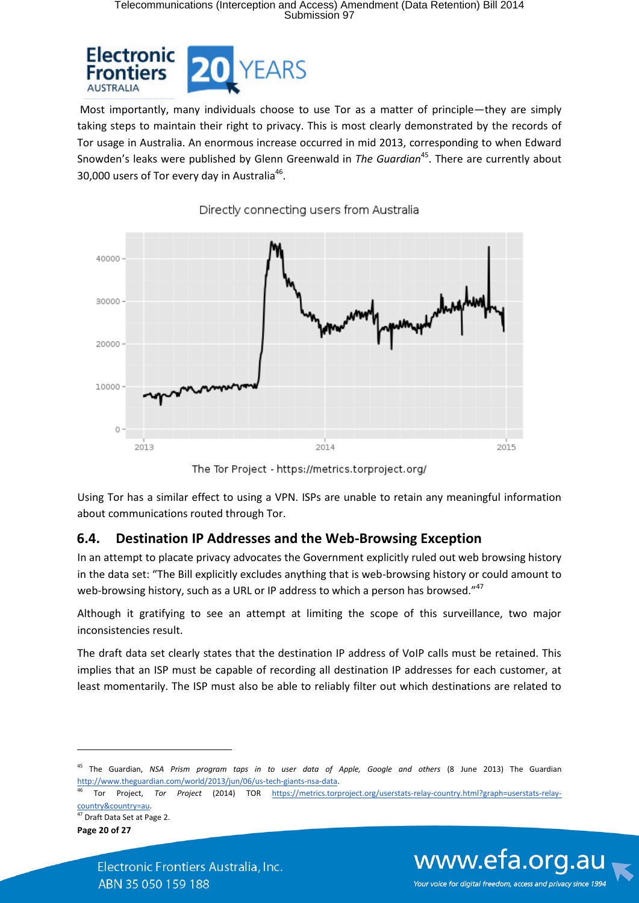Most importantly, many individuals choose to use Tor as a matter of principle—they are simply taking steps to maintain their right to privacy. This is most clearly demonstrated by the records of Tor usage in Australia. An enormous increase occurred in mid 2013, corresponding to when Edward Snowden's leaks were published by Glenn Greenwald in *The Guardian*[45]. There are currently about 30,000 users of Tor every day in Australia[46].

Directly connecting users from Australia

The Tor Project - https://metrics.torproject.org/

Using Tor has a similar effect to using a VPN. ISPs are unable to retain any meaningful information about communications routed through Tor.

## 6.4. Destination IP Addresses and the Web-Browsing Exception

In an attempt to placate privacy advocates the Government explicitly ruled out web browsing history in the data set: "The Bill explicitly excludes anything that is web-browsing history or could amount to web-browsing history, such as a URL or IP address to which a person has browsed."[47]

Although it gratifying to see an attempt at limiting the scope of this surveillance, two major inconsistencies result.

The draft data set clearly states that the destination IP address of VoIP calls must be retained. This implies that an ISP must be capable of recording all destination IP addresses for each customer, at least momentarily. The ISP must also be able to reliably filter out which destinations are related to

---

[45] The Guardian, *NSA Prism program taps in to user data of Apple, Google and others* (8 June 2013) The Guardian http://www.theguardian.com/world/2013/jun/06/us-tech-giants-nsa-data.

[46] Tor Project, *Tor Project* (2014) TOR https://metrics.torproject.org/userstats-relay-country.html?graph=userstats-relay-country&country=au.

[47] Draft Data Set at Page 2.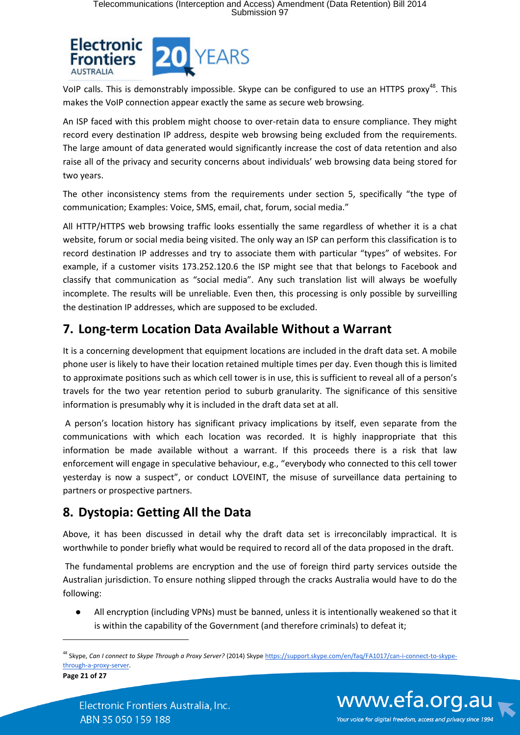VoIP calls. This is demonstrably impossible. Skype can be configured to use an HTTPS proxy[48]. This makes the VoIP connection appear exactly the same as secure web browsing.

An ISP faced with this problem might choose to over-retain data to ensure compliance. They might record every destination IP address, despite web browsing being excluded from the requirements. The large amount of data generated would significantly increase the cost of data retention and also raise all of the privacy and security concerns about individuals' web browsing data being stored for two years.

The other inconsistency stems from the requirements under section 5, specifically "the type of communication; Examples: Voice, SMS, email, chat, forum, social media."

All HTTP/HTTPS web browsing traffic looks essentially the same regardless of whether it is a chat website, forum or social media being visited. The only way an ISP can perform this classification is to record destination IP addresses and try to associate them with particular "types" of websites. For example, if a customer visits 173.252.120.6 the ISP might see that that belongs to Facebook and classify that communication as "social media". Any such translation list will always be woefully incomplete. The results will be unreliable. Even then, this processing is only possible by surveilling the destination IP addresses, which are supposed to be excluded.

## 7. Long-term Location Data Available Without a Warrant

It is a concerning development that equipment locations are included in the draft data set. A mobile phone user is likely to have their location retained multiple times per day. Even though this is limited to approximate positions such as which cell tower is in use, this is sufficient to reveal all of a person's travels for the two year retention period to suburb granularity. The significance of this sensitive information is presumably why it is included in the draft data set at all.

A person's location history has significant privacy implications by itself, even separate from the communications with which each location was recorded. It is highly inappropriate that this information be made available without a warrant. If this proceeds there is a risk that law enforcement will engage in speculative behaviour, e.g., "everybody who connected to this cell tower yesterday is now a suspect", or conduct LOVEINT, the misuse of surveillance data pertaining to partners or prospective partners.

## 8. Dystopia: Getting All the Data

Above, it has been discussed in detail why the draft data set is irreconcilably impractical. It is worthwhile to ponder briefly what would be required to record all of the data proposed in the draft.

The fundamental problems are encryption and the use of foreign third party services outside the Australian jurisdiction. To ensure nothing slipped through the cracks Australia would have to do the following:

- All encryption (including VPNs) must be banned, unless it is intentionally weakened so that it is within the capability of the Government (and therefore criminals) to defeat it;

---

[48] Skype, *Can I connect to Skype Through a Proxy Server?* (2014) Skype https://support.skype.com/en/faq/FA1017/can-i-connect-to-skype-through-a-proxy-server.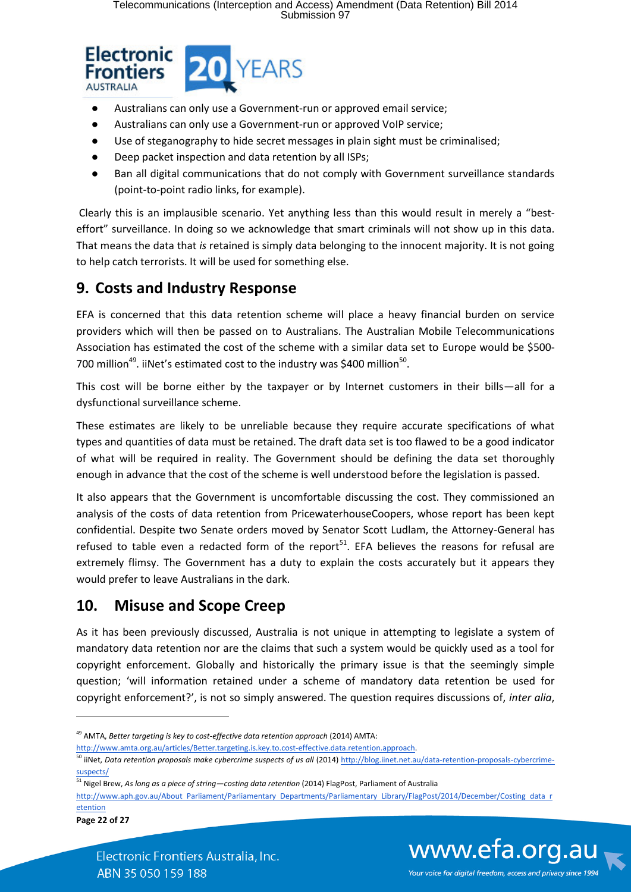- Australians can only use a Government-run or approved email service;
- Australians can only use a Government-run or approved VoIP service;
- Use of steganography to hide secret messages in plain sight must be criminalised;
- Deep packet inspection and data retention by all ISPs;
- Ban all digital communications that do not comply with Government surveillance standards (point-to-point radio links, for example).

Clearly this is an implausible scenario. Yet anything less than this would result in merely a "best-effort" surveillance. In doing so we acknowledge that smart criminals will not show up in this data. That means the data that *is* retained is simply data belonging to the innocent majority. It is not going to help catch terrorists. It will be used for something else.

## 9. Costs and Industry Response

EFA is concerned that this data retention scheme will place a heavy financial burden on service providers which will then be passed on to Australians. The Australian Mobile Telecommunications Association has estimated the cost of the scheme with a similar data set to Europe would be $500-700 million[49]. iiNet's estimated cost to the industry was $400 million[50].

This cost will be borne either by the taxpayer or by Internet customers in their bills—all for a dysfunctional surveillance scheme.

These estimates are likely to be unreliable because they require accurate specifications of what types and quantities of data must be retained. The draft data set is too flawed to be a good indicator of what will be required in reality. The Government should be defining the data set thoroughly enough in advance that the cost of the scheme is well understood before the legislation is passed.

It also appears that the Government is uncomfortable discussing the cost. They commissioned an analysis of the costs of data retention from PricewaterhouseCoopers, whose report has been kept confidential. Despite two Senate orders moved by Senator Scott Ludlam, the Attorney-General has refused to table even a redacted form of the report[51]. EFA believes the reasons for refusal are extremely flimsy. The Government has a duty to explain the costs accurately but it appears they would prefer to leave Australians in the dark.

## 10. Misuse and Scope Creep

As it has been previously discussed, Australia is not unique in attempting to legislate a system of mandatory data retention nor are the claims that such a system would be quickly used as a tool for copyright enforcement. Globally and historically the primary issue is that the seemingly simple question; 'will information retained under a scheme of mandatory data retention be used for copyright enforcement?', is not so simply answered. The question requires discussions of, *inter alia*,

---

[49] AMTA, *Better targeting is key to cost-effective data retention approach* (2014) AMTA: http://www.amta.org.au/articles/Better.targeting.is.key.to.cost-effective.data.retention.approach.

[50] iiNet, *Data retention proposals make cybercrime suspects of us all* (2014) http://blog.iinet.net.au/data-retention-proposals-cybercrime-suspects/

[51] Nigel Brew, *As long as a piece of string—costing data retention* (2014) FlagPost, Parliament of Australia http://www.aph.gov.au/About_Parliament/Parliamentary_Departments/Parliamentary_Library/FlagPost/2014/December/Costing_data_retention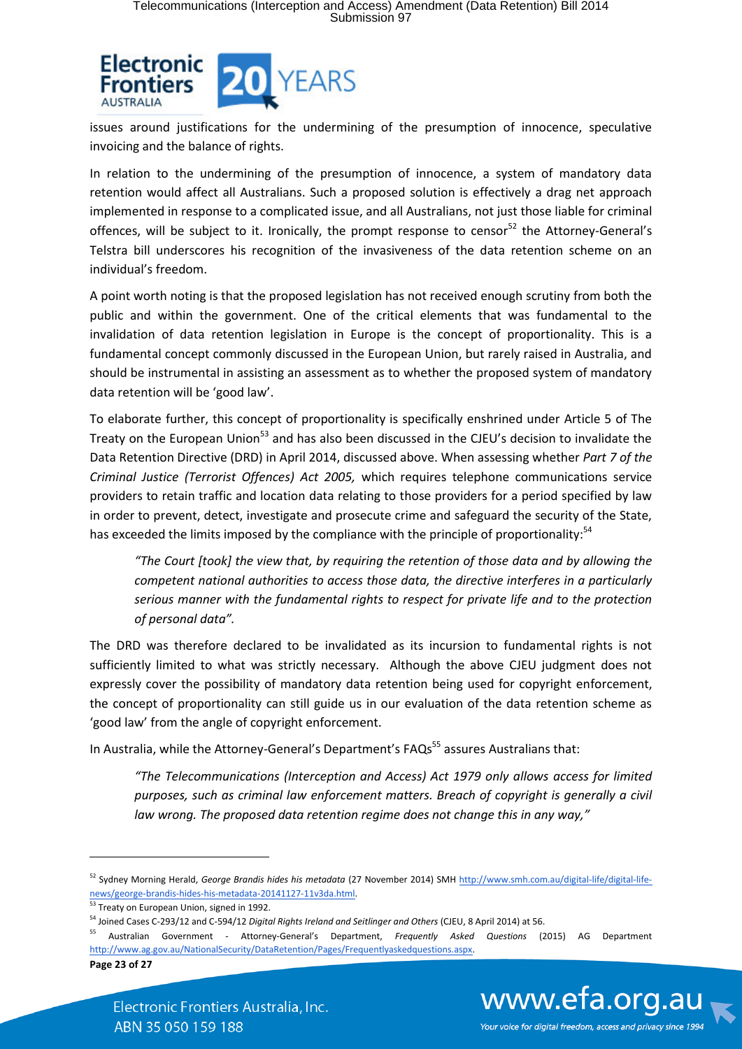issues around justifications for the undermining of the presumption of innocence, speculative invoicing and the balance of rights.

In relation to the undermining of the presumption of innocence, a system of mandatory data retention would affect all Australians. Such a proposed solution is effectively a drag net approach implemented in response to a complicated issue, and all Australians, not just those liable for criminal offences, will be subject to it. Ironically, the prompt response to censor[52] the Attorney-General's Telstra bill underscores his recognition of the invasiveness of the data retention scheme on an individual's freedom.

A point worth noting is that the proposed legislation has not received enough scrutiny from both the public and within the government. One of the critical elements that was fundamental to the invalidation of data retention legislation in Europe is the concept of proportionality. This is a fundamental concept commonly discussed in the European Union, but rarely raised in Australia, and should be instrumental in assisting an assessment as to whether the proposed system of mandatory data retention will be 'good law'.

To elaborate further, this concept of proportionality is specifically enshrined under Article 5 of The Treaty on the European Union[53] and has also been discussed in the CJEU's decision to invalidate the Data Retention Directive (DRD) in April 2014, discussed above. When assessing whether *Part 7 of the Criminal Justice (Terrorist Offences) Act 2005,* which requires telephone communications service providers to retain traffic and location data relating to those providers for a period specified by law in order to prevent, detect, investigate and prosecute crime and safeguard the security of the State, has exceeded the limits imposed by the compliance with the principle of proportionality:[54]

> *"The Court [took] the view that, by requiring the retention of those data and by allowing the competent national authorities to access those data, the directive interferes in a particularly serious manner with the fundamental rights to respect for private life and to the protection of personal data".*

The DRD was therefore declared to be invalidated as its incursion to fundamental rights is not sufficiently limited to what was strictly necessary. Although the above CJEU judgment does not expressly cover the possibility of mandatory data retention being used for copyright enforcement, the concept of proportionality can still guide us in our evaluation of the data retention scheme as 'good law' from the angle of copyright enforcement.

In Australia, while the Attorney-General's Department's FAQs[55] assures Australians that:

> *"The Telecommunications (Interception and Access) Act 1979 only allows access for limited purposes, such as criminal law enforcement matters. Breach of copyright is generally a civil law wrong. The proposed data retention regime does not change this in any way,"*

---

[52] Sydney Morning Herald, *George Brandis hides his metadata* (27 November 2014) SMH http://www.smh.com.au/digital-life/digital-life-news/george-brandis-hides-his-metadata-20141127-11v3da.html.

[53] Treaty on European Union, signed in 1992.

[54] Joined Cases C-293/12 and C-594/12 *Digital Rights Ireland and Seitlinger and Others* (CJEU, 8 April 2014) at 56.

[55] Australian Government - Attorney-General's Department, *Frequently Asked Questions* (2015) AG Department http://www.ag.gov.au/NationalSecurity/DataRetention/Pages/Frequentlyaskedquestions.aspx.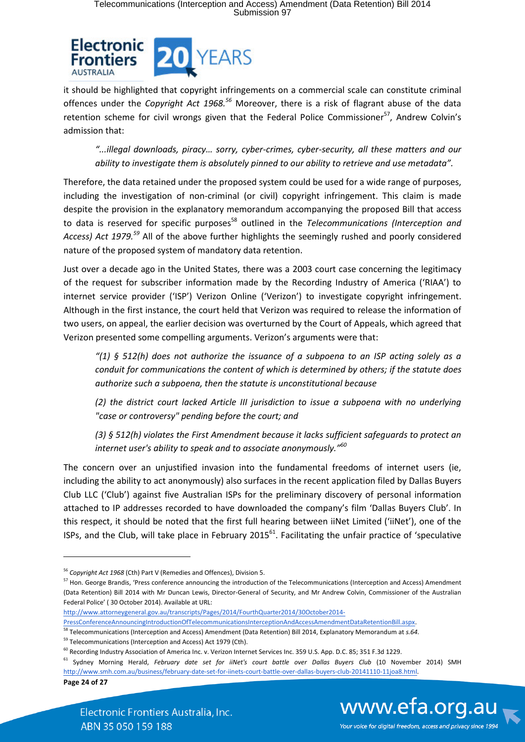it should be highlighted that copyright infringements on a commercial scale can constitute criminal offences under the *Copyright Act 1968.*[56] Moreover, there is a risk of flagrant abuse of the data retention scheme for civil wrongs given that the Federal Police Commissioner[57], Andrew Colvin's admission that:

> *"...illegal downloads, piracy… sorry, cyber-crimes, cyber-security, all these matters and our ability to investigate them is absolutely pinned to our ability to retrieve and use metadata".*

Therefore, the data retained under the proposed system could be used for a wide range of purposes, including the investigation of non-criminal (or civil) copyright infringement. This claim is made despite the provision in the explanatory memorandum accompanying the proposed Bill that access to data is reserved for specific purposes[58] outlined in the *Telecommunications (Interception and Access) Act 1979.*[59] All of the above further highlights the seemingly rushed and poorly considered nature of the proposed system of mandatory data retention.

Just over a decade ago in the United States, there was a 2003 court case concerning the legitimacy of the request for subscriber information made by the Recording Industry of America ('RIAA') to internet service provider ('ISP') Verizon Online ('Verizon') to investigate copyright infringement. Although in the first instance, the court held that Verizon was required to release the information of two users, on appeal, the earlier decision was overturned by the Court of Appeals, which agreed that Verizon presented some compelling arguments. Verizon's arguments were that:

> *"(1) § 512(h) does not authorize the issuance of a subpoena to an ISP acting solely as a conduit for communications the content of which is determined by others; if the statute does authorize such a subpoena, then the statute is unconstitutional because*
>
> *(2) the district court lacked Article III jurisdiction to issue a subpoena with no underlying "case or controversy" pending before the court; and*
>
> *(3) § 512(h) violates the First Amendment because it lacks sufficient safeguards to protect an internet user's ability to speak and to associate anonymously."*[60]

The concern over an unjustified invasion into the fundamental freedoms of internet users (ie, including the ability to act anonymously) also surfaces in the recent application filed by Dallas Buyers Club LLC ('Club') against five Australian ISPs for the preliminary discovery of personal information attached to IP addresses recorded to have downloaded the company's film 'Dallas Buyers Club'. In this respect, it should be noted that the first full hearing between iiNet Limited ('iiNet'), one of the ISPs, and the Club, will take place in February 2015[61]. Facilitating the unfair practice of 'speculative

---

[56] *Copyright Act 1968* (Cth) Part V (Remedies and Offences), Division 5.

[57] Hon. George Brandis, 'Press conference announcing the introduction of the Telecommunications (Interception and Access) Amendment (Data Retention) Bill 2014 with Mr Duncan Lewis, Director-General of Security, and Mr Andrew Colvin, Commissioner of the Australian Federal Police' ( 30 October 2014). Available at URL: http://www.attorneygeneral.gov.au/transcripts/Pages/2014/FourthQuarter2014/30October2014-PressConferenceAnnouncingIntroductionOfTelecommunicationsInterceptionAndAccessAmendmentDataRetentionBill.aspx.

[58] Telecommunications (Interception and Access) Amendment (Data Retention) Bill 2014, Explanatory Memorandum at *s.64*.

[59] Telecommunications (Interception and Access) Act 1979 (Cth).

[60] Recording Industry Association of America Inc. v. Verizon Internet Services Inc. 359 U.S. App. D.C. 85; 351 F.3d 1229.

[61] Sydney Morning Herald, *February date set for iiNet's court battle over Dallas Buyers Club* (10 November 2014) SMH http://www.smh.com.au/business/february-date-set-for-iinets-court-battle-over-dallas-buyers-club-20141110-11joa8.html.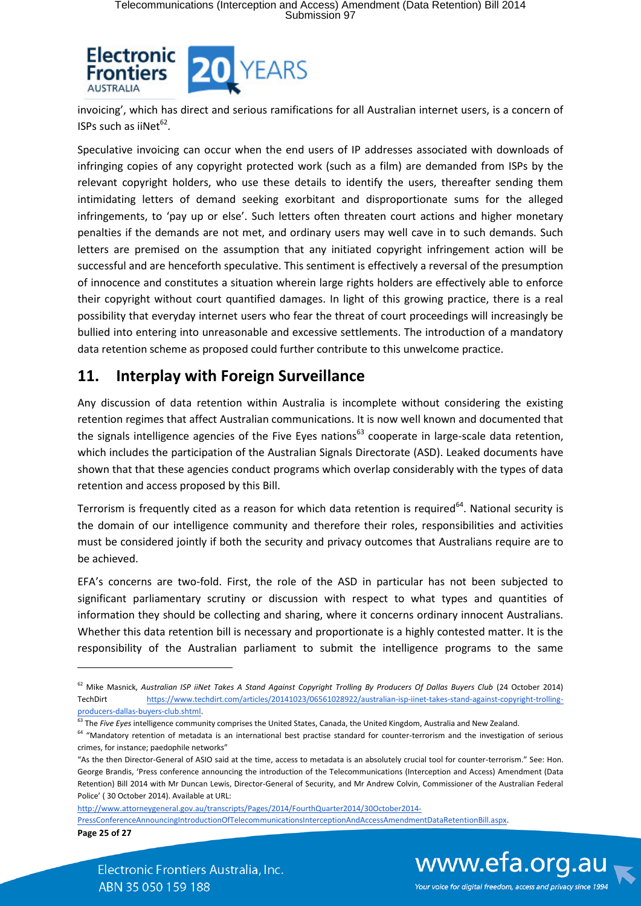invoicing', which has direct and serious ramifications for all Australian internet users, is a concern of ISPs such as iiNet[62].

Speculative invoicing can occur when the end users of IP addresses associated with downloads of infringing copies of any copyright protected work (such as a film) are demanded from ISPs by the relevant copyright holders, who use these details to identify the users, thereafter sending them intimidating letters of demand seeking exorbitant and disproportionate sums for the alleged infringements, to 'pay up or else'. Such letters often threaten court actions and higher monetary penalties if the demands are not met, and ordinary users may well cave in to such demands. Such letters are premised on the assumption that any initiated copyright infringement action will be successful and are henceforth speculative. This sentiment is effectively a reversal of the presumption of innocence and constitutes a situation wherein large rights holders are effectively able to enforce their copyright without court quantified damages. In light of this growing practice, there is a real possibility that everyday internet users who fear the threat of court proceedings will increasingly be bullied into entering into unreasonable and excessive settlements. The introduction of a mandatory data retention scheme as proposed could further contribute to this unwelcome practice.

## 11. Interplay with Foreign Surveillance

Any discussion of data retention within Australia is incomplete without considering the existing retention regimes that affect Australian communications. It is now well known and documented that the signals intelligence agencies of the Five Eyes nations[63] cooperate in large-scale data retention, which includes the participation of the Australian Signals Directorate (ASD). Leaked documents have shown that that these agencies conduct programs which overlap considerably with the types of data retention and access proposed by this Bill.

Terrorism is frequently cited as a reason for which data retention is required[64]. National security is the domain of our intelligence community and therefore their roles, responsibilities and activities must be considered jointly if both the security and privacy outcomes that Australians require are to be achieved.

EFA's concerns are two-fold. First, the role of the ASD in particular has not been subjected to significant parliamentary scrutiny or discussion with respect to what types and quantities of information they should be collecting and sharing, where it concerns ordinary innocent Australians. Whether this data retention bill is necessary and proportionate is a highly contested matter. It is the responsibility of the Australian parliament to submit the intelligence programs to the same

---

[62] Mike Masnick, *Australian ISP iiNet Takes A Stand Against Copyright Trolling By Producers Of Dallas Buyers Club* (24 October 2014) TechDirt https://www.techdirt.com/articles/20141023/06561028922/australian-isp-iinet-takes-stand-against-copyright-trolling-producers-dallas-buyers-club.shtml.

[63] The *Five Eyes* intelligence community comprises the United States, Canada, the United Kingdom, Australia and New Zealand.

[64] "Mandatory retention of metadata is an international best practise standard for counter-terrorism and the investigation of serious crimes, for instance; paedophile networks"
"As the then Director-General of ASIO said at the time, access to metadata is an absolutely crucial tool for counter-terrorism." See: Hon. George Brandis, 'Press conference announcing the introduction of the Telecommunications (Interception and Access) Amendment (Data Retention) Bill 2014 with Mr Duncan Lewis, Director-General of Security, and Mr Andrew Colvin, Commissioner of the Australian Federal Police' ( 30 October 2014). Available at URL: http://www.attorneygeneral.gov.au/transcripts/Pages/2014/FourthQuarter2014/30October2014-PressConferenceAnnouncingIntroductionOfTelecommunicationsInterceptionAndAccessAmendmentDataRetentionBill.aspx.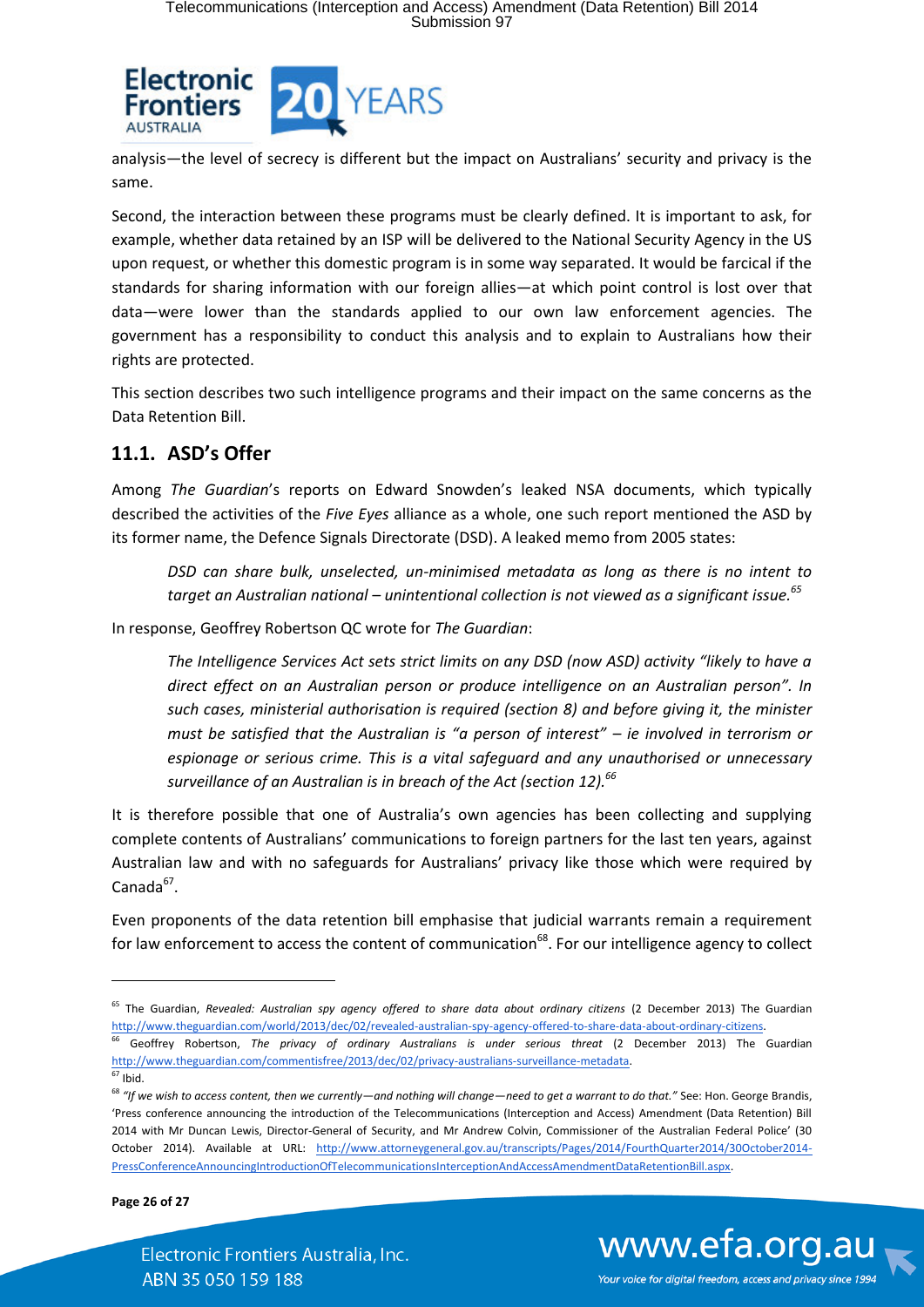analysis—the level of secrecy is different but the impact on Australians' security and privacy is the same.

Second, the interaction between these programs must be clearly defined. It is important to ask, for example, whether data retained by an ISP will be delivered to the National Security Agency in the US upon request, or whether this domestic program is in some way separated. It would be farcical if the standards for sharing information with our foreign allies—at which point control is lost over that data—were lower than the standards applied to our own law enforcement agencies. The government has a responsibility to conduct this analysis and to explain to Australians how their rights are protected.

This section describes two such intelligence programs and their impact on the same concerns as the Data Retention Bill.

## 11.1. ASD's Offer

Among *The Guardian*'s reports on Edward Snowden's leaked NSA documents, which typically described the activities of the *Five Eyes* alliance as a whole, one such report mentioned the ASD by its former name, the Defence Signals Directorate (DSD). A leaked memo from 2005 states:

> *DSD can share bulk, unselected, un-minimised metadata as long as there is no intent to target an Australian national – unintentional collection is not viewed as a significant issue.*[65]

In response, Geoffrey Robertson QC wrote for *The Guardian*:

> *The Intelligence Services Act sets strict limits on any DSD (now ASD) activity "likely to have a direct effect on an Australian person or produce intelligence on an Australian person". In such cases, ministerial authorisation is required (section 8) and before giving it, the minister must be satisfied that the Australian is "a person of interest" – ie involved in terrorism or espionage or serious crime. This is a vital safeguard and any unauthorised or unnecessary surveillance of an Australian is in breach of the Act (section 12).*[66]

It is therefore possible that one of Australia's own agencies has been collecting and supplying complete contents of Australians' communications to foreign partners for the last ten years, against Australian law and with no safeguards for Australians' privacy like those which were required by Canada[67].

Even proponents of the data retention bill emphasise that judicial warrants remain a requirement for law enforcement to access the content of communication[68]. For our intelligence agency to collect

---

[65] The Guardian, *Revealed: Australian spy agency offered to share data about ordinary citizens* (2 December 2013) The Guardian http://www.theguardian.com/world/2013/dec/02/revealed-australian-spy-agency-offered-to-share-data-about-ordinary-citizens.

[66] Geoffrey Robertson, *The privacy of ordinary Australians is under serious threat* (2 December 2013) The Guardian http://www.theguardian.com/commentisfree/2013/dec/02/privacy-australians-surveillance-metadata.

[67] Ibid.

[68] *"If we wish to access content, then we currently—and nothing will change—need to get a warrant to do that."* See: Hon. George Brandis, 'Press conference announcing the introduction of the Telecommunications (Interception and Access) Amendment (Data Retention) Bill 2014 with Mr Duncan Lewis, Director-General of Security, and Mr Andrew Colvin, Commissioner of the Australian Federal Police' (30 October 2014). Available at URL: http://www.attorneygeneral.gov.au/transcripts/Pages/2014/FourthQuarter2014/30October2014-PressConferenceAnnouncingIntroductionOfTelecommunicationsInterceptionAndAccessAmendmentDataRetentionBill.aspx.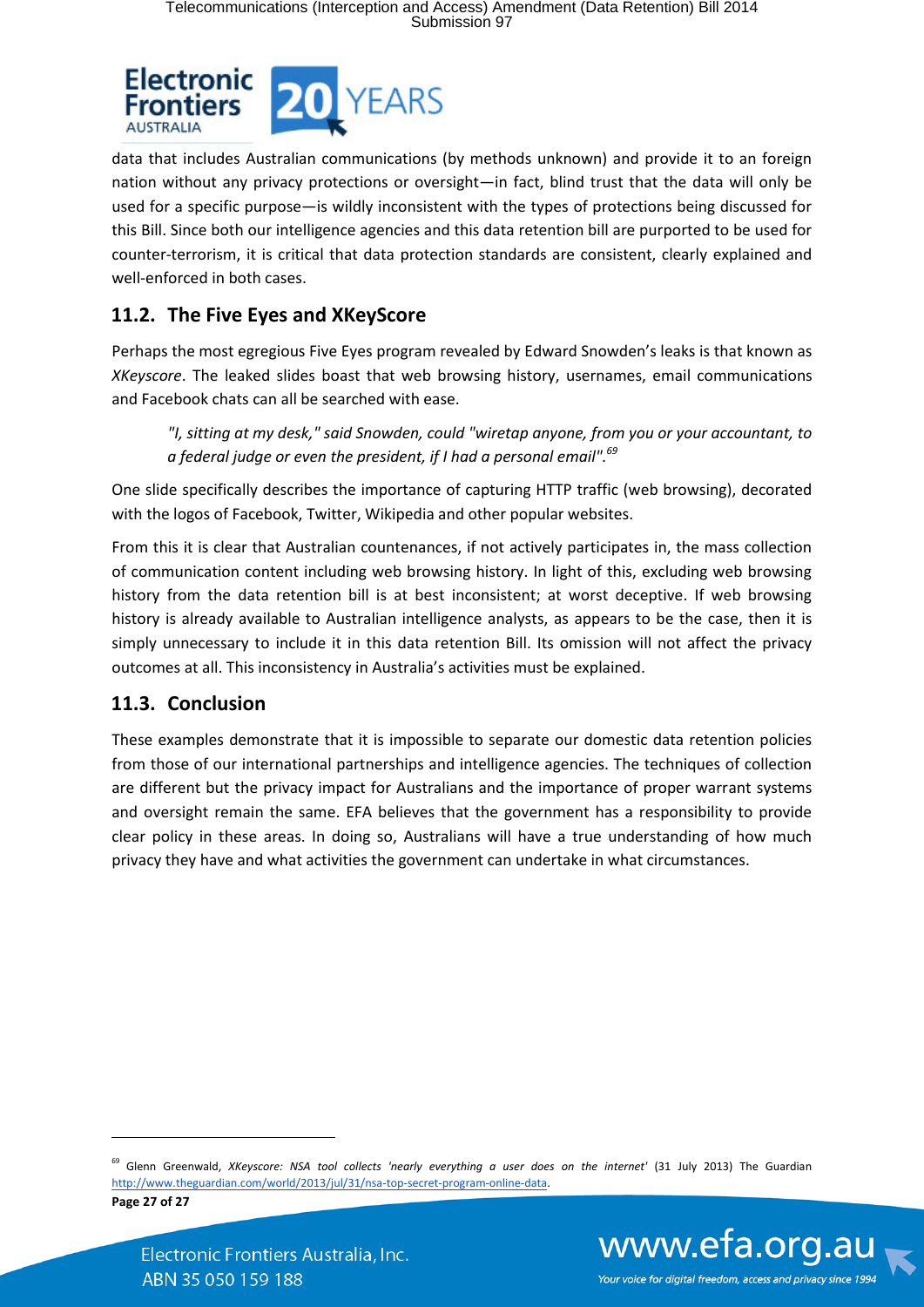data that includes Australian communications (by methods unknown) and provide it to an foreign nation without any privacy protections or oversight—in fact, blind trust that the data will only be used for a specific purpose—is wildly inconsistent with the types of protections being discussed for this Bill. Since both our intelligence agencies and this data retention bill are purported to be used for counter-terrorism, it is critical that data protection standards are consistent, clearly explained and well-enforced in both cases.

## 11.2. The Five Eyes and XKeyScore

Perhaps the most egregious Five Eyes program revealed by Edward Snowden's leaks is that known as *XKeyscore*. The leaked slides boast that web browsing history, usernames, email communications and Facebook chats can all be searched with ease.

> *"I, sitting at my desk," said Snowden, could "wiretap anyone, from you or your accountant, to a federal judge or even the president, if I had a personal email".*[69]

One slide specifically describes the importance of capturing HTTP traffic (web browsing), decorated with the logos of Facebook, Twitter, Wikipedia and other popular websites.

From this it is clear that Australian countenances, if not actively participates in, the mass collection of communication content including web browsing history. In light of this, excluding web browsing history from the data retention bill is at best inconsistent; at worst deceptive. If web browsing history is already available to Australian intelligence analysts, as appears to be the case, then it is simply unnecessary to include it in this data retention Bill. Its omission will not affect the privacy outcomes at all. This inconsistency in Australia's activities must be explained.

## 11.3. Conclusion

These examples demonstrate that it is impossible to separate our domestic data retention policies from those of our international partnerships and intelligence agencies. The techniques of collection are different but the privacy impact for Australians and the importance of proper warrant systems and oversight remain the same. EFA believes that the government has a responsibility to provide clear policy in these areas. In doing so, Australians will have a true understanding of how much privacy they have and what activities the government can undertake in what circumstances.

---

[69] Glenn Greenwald, *XKeyscore: NSA tool collects 'nearly everything a user does on the internet'* (31 July 2013) The Guardian http://www.theguardian.com/world/2013/jul/31/nsa-top-secret-program-online-data.